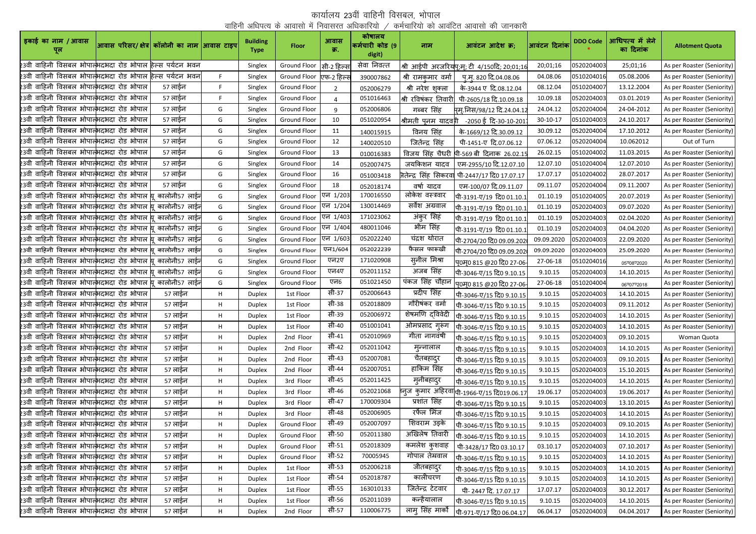# कार्यालय 23वीं वाहिनी विसबल, भोपाल

## वाहिनी अधिपत्य के आवासो में निवासरत अधिकारियो / कर्मचारियो को आवंटित आवासो की जानकारी

| इकाई का नाम / आवास पूल | आवास परिसर/ क्षेत्र | कॉलोनी का नाम | आवास टाइप | Building Type | Floor | आवास क्र. | कोषालय कर्मचारी कोड (9 digit) | नाम | आवंटन आदेश क्र; | आवंटन दिनांक | DDO Code * | आधिपत्य में लेने का दिनांक | Allotment Quota |
|---|---|---|---|---|---|---|---|---|---|---|---|---|---|
| 23वी वाहिनी विसबल भोपाल | भदभदा रोड भोपाल | हेल्स पर्यटन भवन | | Singlex | Ground Floor | सी-2 हेल्स | सेवा निवत्त | श्री आईपी अरजरिया | पु;म; टी 4/150दि; 20;01;16 | 20;01;16 | 0520204003 | 25;01;16 | As per Roaster (Seniority) |
| 23वी वाहिनी विसबल भोपाल | भदभदा रोड भोपाल | हेल्स पर्यटन भवन | F | Singlex | Ground Floor | एफ-2 हेल्स | 390007862 | श्री रामकुमार वर्मा | पु.मु. 820 दि.04.08.06 | 04.08.06 | 0510204016 | 05.08.2006 | As per Roaster (Seniority) |
| 23वी वाहिनी विसबल भोपाल | भदभदा रोड भोपाल | 57 लाईन | F | Singlex | Ground Floor | 2 | 052006279 | श्री नरेश शुक्ला | के-3944 ए दि.08.12.04 | 08.12.04 | 0510204007 | 13.12.2004 | As per Roaster (Seniority) |
| 23वी वाहिनी विसबल भोपाल | भदभदा रोड भोपाल | 57 लाईन | F | Singlex | Ground Floor | 4 | 051016463 | श्री रविषंकर तिवारी | पी-2605/18 दि.10.09.18 | 10.09.18 | 0520204003 | 03.01.2019 | As per Roaster (Seniority) |
| 23वी वाहिनी विसबल भोपाल | भदभदा रोड भोपाल | 57 लाईन | G | Singlex | Ground Floor | 9 | 052006806 | गब्बर सिंह | पुमु.निस/98/12 दि.24.04.12 | 24.04.12 | 0520204004 | 24-04-2012 | As per Roaster (Seniority) |
| 23वी वाहिनी विसबल भोपाल | भदभदा रोड भोपाल | 57 लाईन | G | Singlex | Ground Floor | 10 | 051020954 | श्रीमती पूनम यादव | पी -2050 ई दि-30-10-2017 | 30-10-17 | 0510204003 | 24.10.2017 | As per Roaster (Seniority) |
| 23वी वाहिनी विसबल भोपाल | भदभदा रोड भोपाल | 57 लाईन | G | Singlex | Ground Floor | 11 | 140015915 | विनय सिंह | के-1669/12 दि.30.09.12 | 30.09.12 | 0520204003 | 17.10.2012 | As per Roaster (Seniority) |
| 23वी वाहिनी विसबल भोपाल | भदभदा रोड भोपाल | 57 लाईन | G | Singlex | Ground Floor | 12 | 140020510 | जितेंन्द्र सिंह | पी-1451-ए दि.07.06.12 | 07.06.12 | 0520204004 | 10.062012 | Out of Turn |
| 23वी वाहिनी विसबल भोपाल | भदभदा रोड भोपाल | 57 लाईन | G | Singlex | Ground Floor | 13 | 010016383 | विजय सिंह चौधरी | पी-569 बी दिनाक 26.02.15 | 26.02.15 | 0510204002 | 11.03.2015 | As per Roaster (Seniority) |
| 23वी वाहिनी विसबल भोपाल | भदभदा रोड भोपाल | 57 लाईन | G | Singlex | Ground Floor | 14 | 052007475 | जयकिशन यादव | एम-2955/10 दि.12.07.10 | 12.07.10 | 0510204004 | 12.07.2010 | As per Roaster (Seniority) |
| 23वी वाहिनी विसबल भोपाल | भदभदा रोड भोपाल | 57 लाईन | G | Singlex | Ground Floor | 16 | 051003418 | जितेन्द्र सिंह सिकरवार | पी-2447/17 दि0 17.07.17 | 17.07.17 | 0510204002 | 28.07.2017 | As per Roaster (Seniority) |
| 23वी वाहिनी विसबल भोपाल | भदभदा रोड भोपाल | 57 लाईन | G | Singlex | Ground Floor | 18 | 052018174 | वर्षा यादव | एम-100/07 दि.09.11.07 | 09.11.07 | 0520204004 | 09.11.2007 | As per Roaster (Seniority) |
| 23वी वाहिनी विसबल भोपाल | भदभदा रोड भोपाल | यू कालोनी57 लाईन | G | Singlex | Ground Floor | एन 1/203 | 170016550 | लोकेश वस्त्रवार | पी-3191-ए/19 दि0 01.10.1 | 01.10.19 | 0510204005 | 20.07.2019 | As per Roaster (Seniority) |
| 23वी वाहिनी विसबल भोपाल | भदभदा रोड भोपाल | यू कालोनी57 लाईन | G | Singlex | Ground Floor | एन 1/204 | 130014469 | सर्वेश अग्रवाल | पी-3191-ए/19 दि0 01.10.1 | 01.10.19 | 0520204003 | 09.07.2020 | As per Roaster (Seniority) |
| 23वी वाहिनी विसबल भोपाल | भदभदा रोड भोपाल | यू कालोनी57 लाईन | G | Singlex | Ground Floor | एन 1/403 | 171023062 | अंकुर सिंह | पी-3191-ए/19 दि0 01.10.1 | 01.10.19 | 0520204003 | 02.04.2020 | As per Roaster (Seniority) |
| 23वी वाहिनी विसबल भोपाल | भदभदा रोड भोपाल | यू कालोनी57 लाईन | G | Singlex | Ground Floor | एन 1/404 | 480011046 | भीम सिंह | पी-3191-ए/19 दि0 01.10.1 | 01.10.19 | 0520204003 | 04.04.2020 | As per Roaster (Seniority) |
| 23वी वाहिनी विसबल भोपाल | भदभदा रोड भोपाल | यू कालोनी57 लाईन | G | Singlex | Ground Floor | एन 1/603 | 052022240 | चंद्रश थोरात | पी-2704/20 दि0 09.09.2020 | 09.09.2020 | 0520204003 | 22.09.2020 | As per Roaster (Seniority) |
| 23वी वाहिनी विसबल भोपाल | भदभदा रोड भोपाल | यू कालोनी57 लाईन | G | Singlex | Ground Floor | एन1/604 | 052022239 | फैसल फारूखी | पी-2704/20 दि0 09.09.2020 | 09.09.2020 | 0520204003 | 25.09.2020 | As per Roaster (Seniority) |
| 23वी वाहिनी विसबल भोपाल | भदभदा रोड भोपाल | यू कालोनी57 लाईन | G | Singlex | Ground Floor | एन2ए | 171020908 | सुनील मिश्रा | पु0मु0 815 @20 दि0 27-06- | 27-06-18 | 0510204016 | 05"08"2020 | As per Roaster (Seniority) |
| 23वी वाहिनी विसबल भोपाल | भदभदा रोड भोपाल | यू कालोनी57 लाईन | G | Singlex | Ground Floor | एन4ए | 052011152 | अजब सिंह | पी-3046-ए/15 दि0 9.10.15 | 9.10.15 | 0520204003 | 14.10.2015 | As per Roaster (Seniority) |
| 23वी वाहिनी विसबल भोपाल | भदभदा रोड भोपाल | यू कालोनी57 लाईन | G | Singlex | Ground Floor | एन6 | 051021450 | पंकज सिंह चौहान | पु0मु0 815 @20 दि0 27-06- | 27-06-18 | 0510204004 | 06"07"2018 | As per Roaster (Seniority) |
| 23वी वाहिनी विसबल भोपाल | भदभदा रोड भोपाल | 57 लाईन | H | Duplex | 1st Floor | सी-37 | 052006643 | प्रदीप सिंह | पी-3046-ए/15 दि0 9.10.15 | 9.10.15 | 0520204003 | 14.10.2015 | As per Roaster (Seniority) |
| 23वी वाहिनी विसबल भोपाल | भदभदा रोड भोपाल | 57 लाईन | H | Duplex | 1st Floor | सी-38 | 052018809 | गौरीषंकर वर्मा | पी-3046-ए/15 दि0 9.10.15 | 9.10.15 | 0520204003 | 09.11.2012 | As per Roaster (Seniority) |
| 23वी वाहिनी विसबल भोपाल | भदभदा रोड भोपाल | 57 लाईन | H | Duplex | 1st Floor | सी-39 | 052006972 | शेषमणि द्विवेदी | पी-3046-ए/15 दि0 9.10.15 | 9.10.15 | 0520204003 | 14.10.2015 | As per Roaster (Seniority) |
| 23वी वाहिनी विसबल भोपाल | भदभदा रोड भोपाल | 57 लाईन | H | Duplex | 1st Floor | सी-40 | 051001041 | ओमप्रसाद गुरूग | पी-3046-ए/15 दि0 9.10.15 | 9.10.15 | 0520204003 | 14.10.2015 | As per Roaster (Seniority) |
| 23वी वाहिनी विसबल भोपाल | भदभदा रोड भोपाल | 57 लाईन | H | Duplex | 2nd Floor | सी-41 | 052010969 | गीता नागवंषी | पी-3046-ए/15 दि0 9.10.15 | 9.10.15 | 0520204003 | 09.10.2015 | Woman Quota |
| 23वी वाहिनी विसबल भोपाल | भदभदा रोड भोपाल | 57 लाईन | H | Duplex | 2nd Floor | सी-42 | 052011042 | मुन्नालाल | पी-3046-ए/15 दि0 9.10.15 | 9.10.15 | 0520204003 | 14.10.2015 | As per Roaster (Seniority) |
| 23वी वाहिनी विसबल भोपाल | भदभदा रोड भोपाल | 57 लाईन | H | Duplex | 2nd Floor | सी-43 | 052007081 | चैतबहादुर | पी-3046-ए/15 दि0 9.10.15 | 9.10.15 | 0520204003 | 09.10.2015 | As per Roaster (Seniority) |
| 23वी वाहिनी विसबल भोपाल | भदभदा रोड भोपाल | 57 लाईन | H | Duplex | 2nd Floor | सी-44 | 052007051 | हाकिम सिंह | पी-3046-ए/15 दि0 9.10.15 | 9.10.15 | 0520204003 | 15.10.2015 | As per Roaster (Seniority) |
| 23वी वाहिनी विसबल भोपाल | भदभदा रोड भोपाल | 57 लाईन | H | Duplex | 3rd Floor | सी-45 | 052011425 | मुनीबहादुर | पी-3046-ए/15 दि0 9.10.15 | 9.10.15 | 0520204003 | 14.10.2015 | As per Roaster (Seniority) |
| 23वी वाहिनी विसबल भोपाल | भदभदा रोड भोपाल | 57 लाईन | H | Duplex | 3rd Floor | सी-46 | 052021068 | मनुज कुमार अहिरवार | पी-1966-ए/15 दि019.06.17 | 19.06.17 | 0520204003 | 19.06.2017 | As per Roaster (Seniority) |
| 23वी वाहिनी विसबल भोपाल | भदभदा रोड भोपाल | 57 लाईन | H | Duplex | 3rd Floor | सी-47 | 170009304 | प्रशांत सिंह | पी-3046-ए/15 दि0 9.10.15 | 9.10.15 | 0520204003 | 13.10.2015 | As per Roaster (Seniority) |
| 23वी वाहिनी विसबल भोपाल | भदभदा रोड भोपाल | 57 लाईन | H | Duplex | 3rd Floor | सी-48 | 052006905 | रफैल मिंज | पी-3046-ए/15 दि0 9.10.15 | 9.10.15 | 0520204003 | 14.10.2015 | As per Roaster (Seniority) |
| 23वी वाहिनी विसबल भोपाल | भदभदा रोड भोपाल | 57 लाईन | H | Duplex | Ground Floor | सी-49 | 052007097 | शिवराम उइके | पी-3046-ए/15 दि0 9.10.15 | 9.10.15 | 0520204003 | 09.10.2015 | As per Roaster (Seniority) |
| 23वी वाहिनी विसबल भोपाल | भदभदा रोड भोपाल | 57 लाईन | H | Duplex | Ground Floor | सी-50 | 052011380 | अखिलेष तिवारी | पी-3046-ए/15 दि0 9.10.15 | 9.10.15 | 0520204003 | 14.10.2015 | As per Roaster (Seniority) |
| 23वी वाहिनी विसबल भोपाल | भदभदा रोड भोपाल | 57 लाईन | H | Duplex | Ground Floor | सी-51 | 052018309 | कमलेश कुशवाह | पी-3428/17 दि0 03.10.17 | 03.10.17 | 0520204003 | 07.10.2017 | As per Roaster (Seniority) |
| 23वी वाहिनी विसबल भोपाल | भदभदा रोड भोपाल | 57 लाईन | H | Duplex | Ground Floor | सी-52 | 70005945 | गोपाल तेमवाल | पी-3046-ए/15 दि0 9.10.15 | 9.10.15 | 0520204003 | 14.10.2015 | As per Roaster (Seniority) |
| 23वी वाहिनी विसबल भोपाल | भदभदा रोड भोपाल | 57 लाईन | H | Duplex | 1st Floor | सी-53 | 052006218 | जीतबहादुर | पी-3046-ए/15 दि0 9.10.15 | 9.10.15 | 0520204003 | 14.10.2015 | As per Roaster (Seniority) |
| 23वी वाहिनी विसबल भोपाल | भदभदा रोड भोपाल | 57 लाईन | H | Duplex | 1st Floor | सी-54 | 052018787 | कालीचरण | पी-3046-ए/15 दि0 9.10.15 | 9.10.15 | 0520204003 | 14.10.2015 | As per Roaster (Seniority) |
| 23वी वाहिनी विसबल भोपाल | भदभदा रोड भोपाल | 57 लाईन | H | Duplex | 1st Floor | सी-55 | 163010133 | जितेन्द्र टेटवार | पी- 2447 दि. 17.07.17 | 17.07.17 | 0520204003 | 30.12.2017 | As per Roaster (Seniority) |
| 23वी वाहिनी विसबल भोपाल | भदभदा रोड भोपाल | 57 लाईन | H | Duplex | 1st Floor | सी-56 | 052011039 | कन्हैयालाल | पी-3046-ए/15 दि0 9.10.15 | 9.10.15 | 0520204003 | 14.10.2015 | As per Roaster (Seniority) |
| 23वी वाहिनी विसबल भोपाल | भदभदा रोड भोपाल | 57 लाईन | H | Duplex | 2nd Floor | सी-57 | 110006775 | लामु सिंह मार्को | पी-971-ए/17 दि0 06.04.17 | 06.04.17 | 0520204003 | 04.04.2017 | As per Roaster (Seniority) |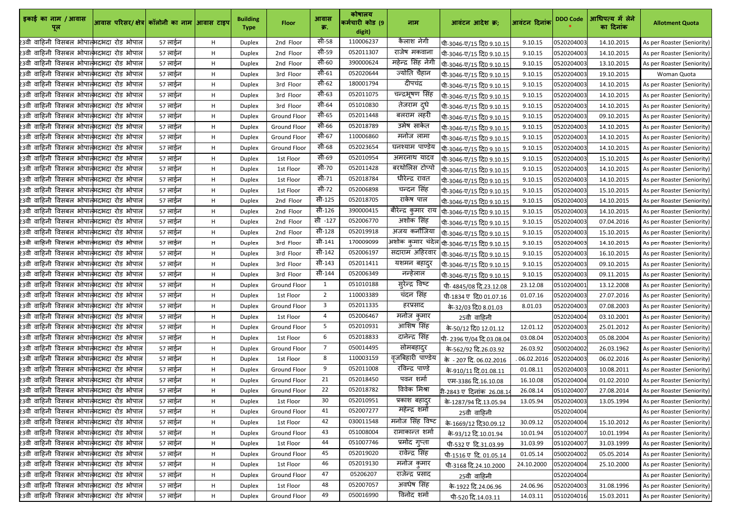| इकाई का नाम / आवास पूल | आवास परिसर/ क्षेत्र | कॉलोनी का नाम | आवास टाइप | Building Type | Floor | आवास क्र. | कोषालय कर्मचारी कोड (9 digit) | नाम | आवंटन आदेश क्र; | आवंटन दिनांक | DDO Code | आधिपत्य में लेने का दिनांक | Allotment Quota |
|---|---|---|---|---|---|---|---|---|---|---|---|---|---|
| 23वी वाहिनी विसबल भोपाल | भदभदा रोड भोपाल | 57 लाईन | H | Duplex | 2nd Floor | सी-58 | 110006237 | कैलाश नेगी | पी-3046-ए/15 दि0 9.10.15 | 9.10.15 | 0520204003 | 14.10.2015 | As per Roaster (Seniority) |
| 23वी वाहिनी विसबल भोपाल | भदभदा रोड भोपाल | 57 लाईन | H | Duplex | 2nd Floor | सी-59 | 052011307 | राजेष मकवाना | पी-3046-ए/15 दि0 9.10.15 | 9.10.15 | 0520204003 | 14.10.2015 | As per Roaster (Seniority) |
| 23वी वाहिनी विसबल भोपाल | भदभदा रोड भोपाल | 57 लाईन | H | Duplex | 2nd Floor | सी-60 | 390000624 | महेन्द्र सिंह नेगी | पी-3046-ए/15 दि0 9.10.15 | 9.10.15 | 0520204003 | 13.10.2015 | As per Roaster (Seniority) |
| 23वी वाहिनी विसबल भोपाल | भदभदा रोड भोपाल | 57 लाईन | H | Duplex | 3rd Floor | सी-61 | 052020644 | ज्योति चैहान | पी-3046-ए/15 दि0 9.10.15 | 9.10.15 | 0520204003 | 19.10.2015 | Woman Quota |
| 23वी वाहिनी विसबल भोपाल | भदभदा रोड भोपाल | 57 लाईन | H | Duplex | 3rd Floor | सी-62 | 180001794 | दीपचंद्र | पी-3046-ए/15 दि0 9.10.15 | 9.10.15 | 0520204003 | 14.10.2015 | As per Roaster (Seniority) |
| 23वी वाहिनी विसबल भोपाल | भदभदा रोड भोपाल | 57 लाईन | H | Duplex | 3rd Floor | सी-63 | 052011075 | चन्द्रभूषण सिंह | पी-3046-ए/15 दि0 9.10.15 | 9.10.15 | 0520204003 | 14.10.2015 | As per Roaster (Seniority) |
| 23वी वाहिनी विसबल भोपाल | भदभदा रोड भोपाल | 57 लाईन | H | Duplex | 3rd Floor | सी-64 | 051010830 | तेजराम दुधे | पी-3046-ए/15 दि0 9.10.15 | 9.10.15 | 0520204003 | 14.10.2015 | As per Roaster (Seniority) |
| 23वी वाहिनी विसबल भोपाल | भदभदा रोड भोपाल | 57 लाईन | H | Duplex | Ground Floor | सी-65 | 052011448 | बलराम लहरी | पी-3046-ए/15 दि0 9.10.15 | 9.10.15 | 0520204003 | 09.10.2015 | As per Roaster (Seniority) |
| 23वी वाहिनी विसबल भोपाल | भदभदा रोड भोपाल | 57 लाईन | H | Duplex | Ground Floor | सी-66 | 052018789 | उमेष साकेत | पी-3046-ए/15 दि0 9.10.15 | 9.10.15 | 0520204003 | 14.10.2015 | As per Roaster (Seniority) |
| 23वी वाहिनी विसबल भोपाल | भदभदा रोड भोपाल | 57 लाईन | H | Duplex | Ground Floor | सी-67 | 110006860 | मनोज लामा | पी-3046-ए/15 दि0 9.10.15 | 9.10.15 | 0520204003 | 14.10.2015 | As per Roaster (Seniority) |
| 23वी वाहिनी विसबल भोपाल | भदभदा रोड भोपाल | 57 लाईन | H | Duplex | Ground Floor | सी-68 | 052023654 | घनश्याम पाण्डेय | पी-3046-ए/15 दि0 9.10.15 | 9.10.15 | 0520204003 | 14.10.2015 | As per Roaster (Seniority) |
| 23वी वाहिनी विसबल भोपाल | भदभदा रोड भोपाल | 57 लाईन | H | Duplex | 1st Floor | सी-69 | 052010954 | अमरनाथ यादव | पी-3046-ए/15 दि0 9.10.15 | 9.10.15 | 0520204003 | 15.10.2015 | As per Roaster (Seniority) |
| 23वी वाहिनी विसबल भोपाल | भदभदा रोड भोपाल | 57 लाईन | H | Duplex | 1st Floor | सी-70 | 052011428 | बरथोलिस टोप्पो | पी-3046-ए/15 दि0 9.10.15 | 9.10.15 | 0520204003 | 14.10.2015 | As per Roaster (Seniority) |
| 23वी वाहिनी विसबल भोपाल | भदभदा रोड भोपाल | 57 लाईन | H | Duplex | 1st Floor | सी-71 | 052018784 | धीरेन्द्र रावत | पी-3046-ए/15 दि0 9.10.15 | 9.10.15 | 0520204003 | 14.10.2015 | As per Roaster (Seniority) |
| 23वी वाहिनी विसबल भोपाल | भदभदा रोड भोपाल | 57 लाईन | H | Duplex | 1st Floor | सी-72 | 052006898 | चन्दन सिंह | पी-3046-ए/15 दि0 9.10.15 | 9.10.15 | 0520204003 | 15.10.2015 | As per Roaster (Seniority) |
| 23वी वाहिनी विसबल भोपाल | भदभदा रोड भोपाल | 57 लाईन | H | Duplex | 2nd Floor | सी-125 | 052018705 | राकेष पाल | पी-3046-ए/15 दि0 9.10.15 | 9.10.15 | 0520204003 | 14.10.2015 | As per Roaster (Seniority) |
| 23वी वाहिनी विसबल भोपाल | भदभदा रोड भोपाल | 57 लाईन | H | Duplex | 2nd Floor | सी-126 | 390000415 | बीरेन्द्र कुमार राय | पी-3046-ए/15 दि0 9.10.15 | 9.10.15 | 0520204003 | 14.10.2015 | As per Roaster (Seniority) |
| 23वी वाहिनी विसबल भोपाल | भदभदा रोड भोपाल | 57 लाईन | H | Duplex | 2nd Floor | सी -127 | 052006770 | अशोक सिंह | पी-3046-ए/15 दि0 9.10.15 | 9.10.15 | 0520204003 | 07.04.2016 | As per Roaster (Seniority) |
| 23वी वाहिनी विसबल भोपाल | भदभदा रोड भोपाल | 57 लाईन | H | Duplex | 2nd Floor | सी-128 | 052019918 | अजय कनौजिया | पी-3046-ए/15 दि0 9.10.15 | 9.10.15 | 0520204003 | 15.10.2015 | As per Roaster (Seniority) |
| 23वी वाहिनी विसबल भोपाल | भदभदा रोड भोपाल | 57 लाईन | H | Duplex | 3rd Floor | सी-141 | 170009099 | अशोक कुमार चंदेल | पी-3046-ए/15 दि0 9.10.15 | 9.10.15 | 0520204003 | 14.10.2015 | As per Roaster (Seniority) |
| 23वी वाहिनी विसबल भोपाल | भदभदा रोड भोपाल | 57 लाईन | H | Duplex | 3rd Floor | सी-142 | 052006197 | सदाराम अहिरवार | पी-3046-ए/15 दि0 9.10.15 | 9.10.15 | 0520204003 | 16.10.2015 | As per Roaster (Seniority) |
| 23वी वाहिनी विसबल भोपाल | भदभदा रोड भोपाल | 57 लाईन | H | Duplex | 3rd Floor | सी-143 | 052011411 | यशमन बहादुर | पी-3046-ए/15 दि0 9.10.15 | 9.10.15 | 0520204003 | 09.10.2015 | As per Roaster (Seniority) |
| 23वी वाहिनी विसबल भोपाल | भदभदा रोड भोपाल | 57 लाईन | H | Duplex | 3rd Floor | सी-144 | 052006349 | नन्हेलाल | पी-3046-ए/15 दि0 9.10.15 | 9.10.15 | 0520204003 | 09.11.2015 | As per Roaster (Seniority) |
| 23वी वाहिनी विसबल भोपाल | भदभदा रोड भोपाल | 57 लाईन | H | Duplex | Ground Floor | 1 | 051010188 | सुरेन्द्र विष्ट | पी- 4845/08 दि.23.12.08 | 23.12.08 | 0510204001 | 13.12.2008 | As per Roaster (Seniority) |
| 23वी वाहिनी विसबल भोपाल | भदभदा रोड भोपाल | 57 लाईन | H | Duplex | 1st Floor | 2 | 110003389 | चंदन सिंह | पी-1834 ए दि0 01.07.16 | 01.07.16 | 0520204003 | 27.07.2016 | As per Roaster (Seniority) |
| 23वी वाहिनी विसबल भोपाल | भदभदा रोड भोपाल | 57 लाईन | H | Duplex | Ground Floor | 3 | 052011335 | हरप्रसाद | के-32/03 दि0 8.01.03 | 8.01.03 | 0520204003 | 07.08.2003 | As per Roaster (Seniority) |
| 23वी वाहिनी विसबल भोपाल | भदभदा रोड भोपाल | 57 लाईन | H | Duplex | 1st Floor | 4 | 052006467 | मनोज कुमार | 25वी वाहिनी | | 0520204004 | 03.10.2001 | As per Roaster (Seniority) |
| 23वी वाहिनी विसबल भोपाल | भदभदा रोड भोपाल | 57 लाईन | H | Duplex | Ground Floor | 5 | 052010931 | आशिष सिंह | के-50/12 दि0 12.01.12 | 12.01.12 | 0520204003 | 25.01.2012 | As per Roaster (Seniority) |
| 23वी वाहिनी विसबल भोपाल | भदभदा रोड भोपाल | 57 लाईन | H | Duplex | 1st Floor | 6 | 052018833 | दानेन्द्र सिंह | पी- 2396 ए/04 दि.03.08.04 | 03.08.04 | 0520204003 | 05.08.2004 | As per Roaster (Seniority) |
| 23वी वाहिनी विसबल भोपाल | भदभदा रोड भोपाल | 57 लाईन | H | Duplex | Ground Floor | 7 | 050014495 | सोमबहादुर | के-562/92 दि.26.03.92 | 26.03.92 | 0500204002 | 26.03.1962 | As per Roaster (Seniority) |
| 23वी वाहिनी विसबल भोपाल | भदभदा रोड भोपाल | 57 लाईन | H | Duplex | 1st Floor | 8 | 110003159 | वृजबिहारी पाण्डेय | के - 207 दि. 06.02.2016 | .06.02.2016 | 0520204003 | 06.02.2016 | As per Roaster (Seniority) |
| 23वी वाहिनी विसबल भोपाल | भदभदा रोड भोपाल | 57 लाईन | H | Duplex | Ground Floor | 9 | 052011008 | रविन्द्र पाण्डे | के-910/11 दि.01.08.11 | 01.08.11 | 0520204003 | 10.08.2011 | As per Roaster (Seniority) |
| 23वी वाहिनी विसबल भोपाल | भदभदा रोड भोपाल | 57 लाईन | H | Duplex | Ground Floor | 21 | 052018450 | पवन शर्मा | एम-3386 दि.16.10.08 | 16.10.08 | 0520204004 | 01.02.2010 | As per Roaster (Seniority) |
| 23वी वाहिनी विसबल भोपाल | भदभदा रोड भोपाल | 57 लाईन | H | Duplex | Ground Floor | 22 | 052018782 | विवेक मिश्रा | पी-2843 ए दिनांक 26.08.14 | 26.08.14 | 0510204007 | 27.08.2014 | As per Roaster (Seniority) |
| 23वी वाहिनी विसबल भोपाल | भदभदा रोड भोपाल | 57 लाईन | H | Duplex | 1st Floor | 30 | 052010951 | प्रकाश बहादुर | के-1287/94 दि.13.05.94 | 13.05.94 | 0520204003 | 13.05.1994 | As per Roaster (Seniority) |
| 23वी वाहिनी विसबल भोपाल | भदभदा रोड भोपाल | 57 लाईन | H | Duplex | Ground Floor | 41 | 052007277 | महेन्द्र शर्मा | 25वी वाहिनी | | 0520204004 | | As per Roaster (Seniority) |
| 23वी वाहिनी विसबल भोपाल | भदभदा रोड भोपाल | 57 लाईन | H | Duplex | 1st Floor | 42 | 030011548 | मनोज सिंह विष्ट | के-1669/12 दि30.09.12 | 30.09.12 | 0520204004 | 15.10.2012 | As per Roaster (Seniority) |
| 23वी वाहिनी विसबल भोपाल | भदभदा रोड भोपाल | 57 लाईन | H | Duplex | Ground Floor | 43 | 051008004 | रामाकान्त शर्मा | के-93/12 दि.10.01.94 | 10.01.94 | 0510204007 | 10.01.1994 | As per Roaster (Seniority) |
| 23वी वाहिनी विसबल भोपाल | भदभदा रोड भोपाल | 57 लाईन | H | Duplex | 1st Floor | 44 | 051007746 | प्रमोद गुप्ता | पी-532 ए दि.31.03.99 | 31.03.99 | 0510204007 | 31.03.1999 | As per Roaster (Seniority) |
| 23वी वाहिनी विसबल भोपाल | भदभदा रोड भोपाल | 57 लाईन | H | Duplex | Ground Floor | 45 | 052019020 | रावेन्द्र सिंह | पी-1516 ए दि. 01.05.14 | 01.05.14 | 0500204002 | 05.05.2014 | As per Roaster (Seniority) |
| 23वी वाहिनी विसबल भोपाल | भदभदा रोड भोपाल | 57 लाईन | H | Duplex | 1st Floor | 46 | 052019130 | मनोज कुमार | पी-3168 दि.24.10.2000 | 24.10.2000 | 0520204004 | 25.10.2000 | As per Roaster (Seniority) |
| 23वी वाहिनी विसबल भोपाल | भदभदा रोड भोपाल | 57 लाईन | H | Duplex | Ground Floor | 47 | 05206207 | राजेन्द्र प्रसाद | 25वी वाहिनी | | 0520204004 | | As per Roaster (Seniority) |
| 23वी वाहिनी विसबल भोपाल | भदभदा रोड भोपाल | 57 लाईन | H | Duplex | 1st Floor | 48 | 052007057 | अवधेष सिंह | के-1922 दि.24.06.96 | 24.06.96 | 0520204003 | 31.08.1996 | As per Roaster (Seniority) |
| 23वी वाहिनी विसबल भोपाल | भदभदा रोड भोपाल | 57 लाईन | H | Duplex | Ground Floor | 49 | 050016990 | विनोद शर्मा | पी-520 दि.14.03.11 | 14.03.11 | 0510204016 | 15.03.2011 | As per Roaster (Seniority) |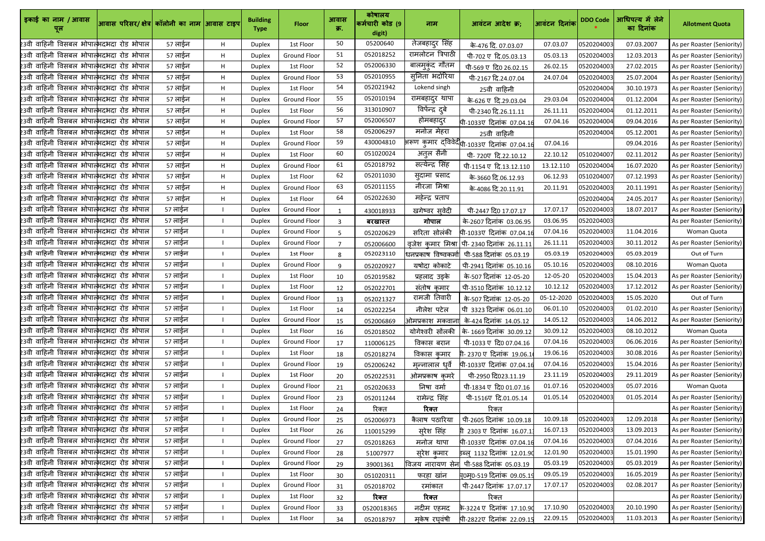| इकाई का नाम / आवास पूल | आवास परिसर/ क्षेत्र | कॉलोनी का नाम | आवास टाइप | Building Type | Floor | आवास क्र. | कोषालय कर्मचारी कोड (9 digit) | नाम | आवंटन आदेश क्र; | आवंटन दिनांक | DDO Code * | आधिपत्य में लेने का दिनांक | Allotment Quota |
|---|---|---|---|---|---|---|---|---|---|---|---|---|---|
| 23वी वाहिनी विसबल भोपाल | भदभदा रोड भोपाल | 57 लाईन | H | Duplex | 1st Floor | 50 | 05200640 | तेजबहादुर सिंह | के-476 दि. 07.03.07 | 07.03.07 | 0520204003 | 07.03.2007 | As per Roaster (Seniority) |
| 23वी वाहिनी विसबल भोपाल | भदभदा रोड भोपाल | 57 लाईन | H | Duplex | Ground Floor | 51 | 052018252 | रामलोटन त्रिपाठी | पी-702 ए दि.05.03.13 | 05.03.13 | 0520204003 | 12.03.2013 | As per Roaster (Seniority) |
| 23वी वाहिनी विसबल भोपाल | भदभदा रोड भोपाल | 57 लाईन | H | Duplex | 1st Floor | 52 | 052006330 | बालमुकुंद गौतम | पी-569 ए दि0 26.02.15 | 26.02.15 | 0520204003 | 27.02.2015 | As per Roaster (Seniority) |
| 23वी वाहिनी विसबल भोपाल | भदभदा रोड भोपाल | 57 लाईन | H | Duplex | Ground Floor | 53 | 052010955 | सुनिता भदोरिया | पी-2167 दि.24.07.04 | 24.07.04 | 0520204003 | 25.07.2004 | As per Roaster (Seniority) |
| 23वी वाहिनी विसबल भोपाल | भदभदा रोड भोपाल | 57 लाईन | H | Duplex | 1st Floor | 54 | 052021942 | Lokend singh | 25वी वाहिनी | | 0520204004 | 30.10.1973 | As per Roaster (Seniority) |
| 23वी वाहिनी विसबल भोपाल | भदभदा रोड भोपाल | 57 लाईन | H | Duplex | Ground Floor | 55 | 052010194 | रामबहादुर थापा | के-626 ए दि.29.03.04 | 29.03.04 | 0520204004 | 01.12.2004 | As per Roaster (Seniority) |
| 23वी वाहिनी विसबल भोपाल | भदभदा रोड भोपाल | 57 लाईन | H | Duplex | 1st Floor | 56 | 313010907 | विपेन्द्र दुबे | पी-2340 दि.26.11.11 | 26.11.11 | 0520204004 | 01.12.2011 | As per Roaster (Seniority) |
| 23वी वाहिनी विसबल भोपाल | भदभदा रोड भोपाल | 57 लाईन | H | Duplex | Ground Floor | 57 | 052006507 | होमबहादुर | पी-1033ए दिनांक 07.04.16 | 07.04.16 | 0520204004 | 09.04.2016 | As per Roaster (Seniority) |
| 23वी वाहिनी विसबल भोपाल | भदभदा रोड भोपाल | 57 लाईन | H | Duplex | 1st Floor | 58 | 052006297 | मनोज मेहरा | 25वी वाहिनी | | 0520204004 | 05.12.2001 | As per Roaster (Seniority) |
| 23वी वाहिनी विसबल भोपाल | भदभदा रोड भोपाल | 57 लाईन | H | Duplex | Ground Floor | 59 | 430004810 | अरूण कुमार द्विवेदी | पी-1033ए दिनांक 07.04.16 | 07.04.16 | | 09.04.2016 | As per Roaster (Seniority) |
| 23वी वाहिनी विसबल भोपाल | भदभदा रोड भोपाल | 57 लाईन | H | Duplex | 1st Floor | 60 | 051020024 | अतुल सैनी | पी- 720ए दि.22.10.12 | 22.10.12 | 0510204007 | 02.11.2012 | As per Roaster (Seniority) |
| 23वी वाहिनी विसबल भोपाल | भदभदा रोड भोपाल | 57 लाईन | H | Duplex | Ground Floor | 61 | 052018792 | सत्येन्द्र सिंह | पी-1154 ए दि.13.12.110 | 13.12.110 | 0520204004 | 16.07.2020 | As per Roaster (Seniority) |
| 23वी वाहिनी विसबल भोपाल | भदभदा रोड भोपाल | 57 लाईन | H | Duplex | 1st Floor | 62 | 052011030 | सुदामा प्रसाद | के-3660 दि.06.12.93 | 06.12.93 | 0510204007 | 07.12.1993 | As per Roaster (Seniority) |
| 23वी वाहिनी विसबल भोपाल | भदभदा रोड भोपाल | 57 लाईन | H | Duplex | Ground Floor | 63 | 052011155 | नीरजा मिश्रा | के-4086 दि.20.11.91 | 20.11.91 | 0520204003 | 20.11.1991 | As per Roaster (Seniority) |
| 23वी वाहिनी विसबल भोपाल | भदभदा रोड भोपाल | 57 लाईन | H | Duplex | 1st Floor | 64 | 052022630 | महेन्द्र प्रताप | | | 0520204004 | 24.05.2017 | As per Roaster (Seniority) |
| 23वी वाहिनी विसबल भोपाल | भदभदा रोड भोपाल | 57 लाईन | I | Duplex | Ground Floor | 1 | 430018933 | खगेष्वर सुवेदी | पी-2447 दि0 17.07.17 | 17.07.17 | 0520204003 | 18.07.2017 | As per Roaster (Seniority) |
| 23वी वाहिनी विसबल भोपाल | भदभदा रोड भोपाल | 57 लाईन | I | Duplex | Ground Floor | 3 | बरखास्त | गोपाल | के-2607 दिनांक 03.06.95 | 03.06.95 | 0520204003 | | As per Roaster (Seniority) |
| 23वी वाहिनी विसबल भोपाल | भदभदा रोड भोपाल | 57 लाईन | I | Duplex | Ground Floor | 5 | 052020629 | सरिता सोलंकी | पी-1033ए दिनांक 07.04.16 | 07.04.16 | 0520204003 | 11.04.2016 | Woman Quota |
| 23वी वाहिनी विसबल भोपाल | भदभदा रोड भोपाल | 57 लाईन | I | Duplex | Ground Floor | 7 | 052006600 | वृजेश कुमार मिश्रा | पी- 2340 दिनांक 26.11.11 | 26.11.11 | 0520204003 | 30.11.2012 | As per Roaster (Seniority) |
| 23वी वाहिनी विसबल भोपाल | भदभदा रोड भोपाल | 57 लाईन | I | Duplex | 1st Floor | 8 | 052023110 | धनप्रकाष विष्वकर्मा | पी-588 दिनांक 05.03.19 | 05.03.19 | 0520204003 | 05.03.2019 | Out of Turn |
| 23वी वाहिनी विसबल भोपाल | भदभदा रोड भोपाल | 57 लाईन | I | Duplex | Ground Floor | 9 | 052020927 | यषोदा कोकाटे | पी-2941 दिनांक 05.10.16 | 05.10.16 | 0520204003 | 08.10.2016 | Woman Quota |
| 23वी वाहिनी विसबल भोपाल | भदभदा रोड भोपाल | 57 लाईन | I | Duplex | 1st Floor | 10 | 052019582 | प्रहलाद उइके | के-507 दिनांक 12-05-20 | 12-05-20 | 0520204003 | 15.04.2013 | As per Roaster (Seniority) |
| 23वी वाहिनी विसबल भोपाल | भदभदा रोड भोपाल | 57 लाईन | I | Duplex | 1st Floor | 12 | 052022701 | संतोष कुमार | पी-3510 दिनांक 10.12.12 | 10.12.12 | 0520204003 | 17.12.2012 | As per Roaster (Seniority) |
| 23वी वाहिनी विसबल भोपाल | भदभदा रोड भोपाल | 57 लाईन | I | Duplex | Ground Floor | 13 | 052021327 | रामजी तिवारी | के-507 दिनांक 12-05-20 | 05-12-2020 | 0520204003 | 15.05.2020 | Out of Turn |
| 23वी वाहिनी विसबल भोपाल | भदभदा रोड भोपाल | 57 लाईन | I | Duplex | 1st Floor | 14 | 052022254 | नीलेश पटेल | पी 3323 दिनांक 06.01.10 | 06.01.10 | 0520204003 | 01.02.2010 | As per Roaster (Seniority) |
| 23वी वाहिनी विसबल भोपाल | भदभदा रोड भोपाल | 57 लाईन | I | Duplex | Ground Floor | 15 | 052006869 | ओमप्रकाश मकवाना | के-424 दिनांक 14.05.12 | 14.05.12 | 0520204003 | 14.06.2012 | As per Roaster (Seniority) |
| 23वी वाहिनी विसबल भोपाल | भदभदा रोड भोपाल | 57 लाईन | I | Duplex | 1st Floor | 16 | 052018502 | योगेश्वरी सोंलकी | के- 1669 दिनांक 30.09.12 | 30.09.12 | 0520204003 | 08.10.2012 | Woman Quota |
| 23वी वाहिनी विसबल भोपाल | भदभदा रोड भोपाल | 57 लाईन | I | Duplex | Ground Floor | 17 | 110006125 | विकास बरान | पी-1033 ए दि0 07.04.16 | 07.04.16 | 0520204003 | 06.06.2016 | As per Roaster (Seniority) |
| 23वी वाहिनी विसबल भोपाल | भदभदा रोड भोपाल | 57 लाईन | I | Duplex | 1st Floor | 18 | 052018274 | विकास कुमार | पी- 2370 ए दिनांक 19.06.16 | 19.06.16 | 0520204003 | 30.08.2016 | As per Roaster (Seniority) |
| 23वी वाहिनी विसबल भोपाल | भदभदा रोड भोपाल | 57 लाईन | I | Duplex | Ground Floor | 19 | 052006242 | मुन्नालाल धुर्वे | पी-1033ए दिनांक 07.04.16 | 07.04.16 | 0520204003 | 15.04.2016 | As per Roaster (Seniority) |
| 23वी वाहिनी विसबल भोपाल | भदभदा रोड भोपाल | 57 लाईन | I | Duplex | 1st Floor | 20 | 052022531 | ओमप्रकाष कुमरे | पी-2950 दि023.11.19 | 23.11.19 | 0520204003 | 29.11.2019 | As per Roaster (Seniority) |
| 23वी वाहिनी विसबल भोपाल | भदभदा रोड भोपाल | 57 लाईन | I | Duplex | Ground Floor | 21 | 052020633 | निषा वर्मा | पी-1834 ए दि0 01.07.16 | 01.07.16 | 0520204003 | 05.07.2016 | Woman Quota |
| 23वी वाहिनी विसबल भोपाल | भदभदा रोड भोपाल | 57 लाईन | I | Duplex | Ground Floor | 23 | 052011244 | रामेन्द्र सिंह | पी-1516ए दि.01.05.14 | 01.05.14 | 0520204003 | 01.05.2014 | As per Roaster (Seniority) |
| 23वी वाहिनी विसबल भोपाल | भदभदा रोड भोपाल | 57 लाईन | I | Duplex | 1st Floor | 24 | रिक्त | रिक्त | रिक्त | | | | As per Roaster (Seniority) |
| 23वी वाहिनी विसबल भोपाल | भदभदा रोड भोपाल | 57 लाईन | I | Duplex | Ground Floor | 25 | 052006973 | कैलाष पठारिया | पी-2605 दिनांक 10.09.18 | 10.09.18 | 0520204003 | 12.09.2018 | As per Roaster (Seniority) |
| 23वी वाहिनी विसबल भोपाल | भदभदा रोड भोपाल | 57 लाईन | I | Duplex | 1st Floor | 26 | 110015299 | सुरेश सिंह | पी 2303 ए दिनांक 16.07.13 | 16.07.13 | 0520204003 | 13.09.2013 | As per Roaster (Seniority) |
| 23वी वाहिनी विसबल भोपाल | भदभदा रोड भोपाल | 57 लाईन | I | Duplex | Ground Floor | 27 | 052018263 | मनोज थापा | पी-1033ए दिनांक 07.04.16 | 07.04.16 | 0520204003 | 07.04.2016 | As per Roaster (Seniority) |
| 23वी वाहिनी विसबल भोपाल | भदभदा रोड भोपाल | 57 लाईन | I | Duplex | Ground Floor | 28 | 51007977 | सुरेश कुमार | डब्लु 1132 दिनांक 12.01.90 | 12.01.90 | 0520204003 | 15.01.1990 | As per Roaster (Seniority) |
| 23वी वाहिनी विसबल भोपाल | भदभदा रोड भोपाल | 57 लाईन | I | Duplex | Ground Floor | 29 | 39001361 | विजय नारायण सेन | पी-588 दिनांक 05.03.19 | 05.03.19 | 0520204003 | 05.03.2019 | As per Roaster (Seniority) |
| 23वी वाहिनी विसबल भोपाल | भदभदा रोड भोपाल | 57 लाईन | I | Duplex | 1st Floor | 30 | 051020311 | फरहा खांन | एफ0-519 दिनांक 09.05.19 | 09.05.19 | 0520204003 | 16.05.2019 | As per Roaster (Seniority) |
| 23वी वाहिनी विसबल भोपाल | भदभदा रोड भोपाल | 57 लाईन | I | Duplex | Ground Floor | 31 | 052018702 | रमांकात | पी-2447 दिनांक 17.07.17 | 17.07.17 | 0520204003 | 02.08.2017 | As per Roaster (Seniority) |
| 23वी वाहिनी विसबल भोपाल | भदभदा रोड भोपाल | 57 लाईन | I | Duplex | 1st Floor | 32 | रिक्त | रिक्त | रिक्त | | | | As per Roaster (Seniority) |
| 23वी वाहिनी विसबल भोपाल | भदभदा रोड भोपाल | 57 लाईन | I | Duplex | Ground Floor | 33 | 0520018365 | नदीम एहमद | के-3224 ए दिनांक 17.10.90 | 17.10.90 | 0520204003 | 20.10.1990 | As per Roaster (Seniority) |
| 23वी वाहिनी विसबल भोपाल | भदभदा रोड भोपाल | 57 लाईन | I | Duplex | 1st Floor | 34 | 052018797 | मुकेष रघुवंषी | पी-2822ए दिनांक 22.09.15 | 22.09.15 | 0520204003 | 11.03.2013 | As per Roaster (Seniority) |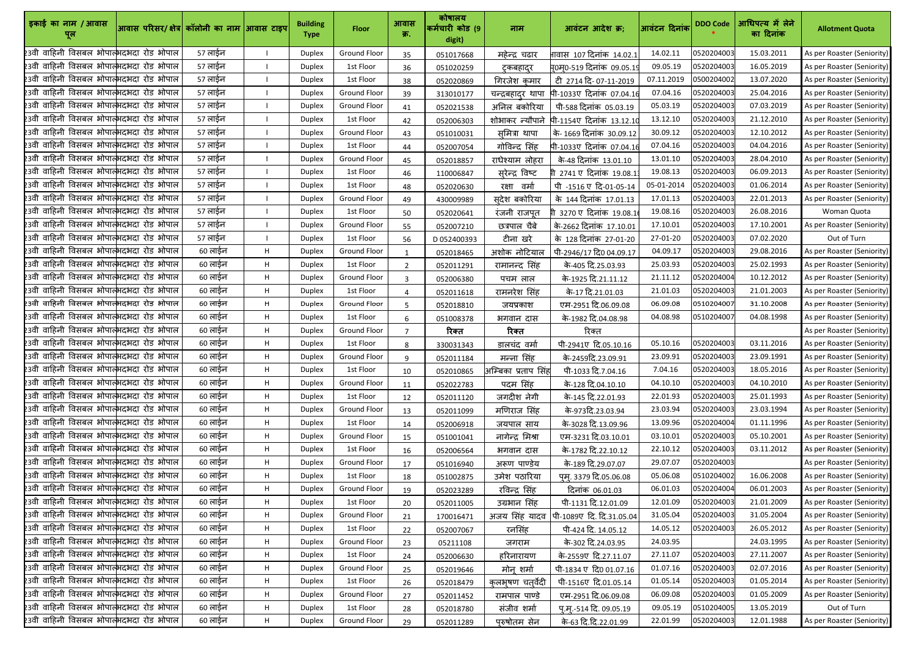| इकाई का नाम / आवास पूल | आवास परिसर/ क्षेत्र | कॉलोनी का नाम | आवास टाइप | Building Type | Floor | आवास क्र. | कोषालय कर्मचारी कोड (9 digit) | नाम | आवंटन आदेश क्र; | आवंटन दिनांक | DDO Code * | आधिपत्य में लेने का दिनांक | Allotment Quota |
|---|---|---|---|---|---|---|---|---|---|---|---|---|---|
| 23वी वाहिनी विसबल भोपाल | भदभदा रोड भोपाल | 57 लाईन | I | Duplex | Ground Floor | 35 | 051017668 | महेन्द्र चढार | आवास 107 दिनांक 14.02.1 | 14.02.11 | 0520204003 | 15.03.2011 | As per Roaster (Seniority) |
| 23वी वाहिनी विसबल भोपाल | भदभदा रोड भोपाल | 57 लाईन | I | Duplex | 1st Floor | 36 | 051020259 | टुकबहादुर | पु0मु0-519 दिनांक 09.05.19 | 09.05.19 | 0520204003 | 16.05.2019 | As per Roaster (Seniority) |
| 23वी वाहिनी विसबल भोपाल | भदभदा रोड भोपाल | 57 लाईन | I | Duplex | 1st Floor | 38 | 052020869 | गिरजेश कुमार | टी 2714 दि- 07-11-2019 | 07.11.2019 | 0500204002 | 13.07.2020 | As per Roaster (Seniority) |
| 23वी वाहिनी विसबल भोपाल | भदभदा रोड भोपाल | 57 लाईन | I | Duplex | Ground Floor | 39 | 313010177 | चन्द्रबहादुर थापा | पी-1033ए दिनांक 07.04.16 | 07.04.16 | 0520204003 | 25.04.2016 | As per Roaster (Seniority) |
| 23वी वाहिनी विसबल भोपाल | भदभदा रोड भोपाल | 57 लाईन | I | Duplex | Ground Floor | 41 | 052021538 | अनिल बकोरिया | पी-588 दिनांक 05.03.19 | 05.03.19 | 0520204003 | 07.03.2019 | As per Roaster (Seniority) |
| 23वी वाहिनी विसबल भोपाल | भदभदा रोड भोपाल | 57 लाईन | I | Duplex | 1st Floor | 42 | 052006303 | शोभाकर न्यौपाने | पी-1154ए दिनांक 13.12.10 | 13.12.10 | 0520204003 | 21.12.2010 | As per Roaster (Seniority) |
| 23वी वाहिनी विसबल भोपाल | भदभदा रोड भोपाल | 57 लाईन | I | Duplex | Ground Floor | 43 | 051010031 | सुमित्रा थापा | के- 1669 दिनांक 30.09.12 | 30.09.12 | 0520204003 | 12.10.2012 | As per Roaster (Seniority) |
| 23वी वाहिनी विसबल भोपाल | भदभदा रोड भोपाल | 57 लाईन | I | Duplex | 1st Floor | 44 | 052007054 | गोविन्द सिंह | पी-1033ए दिनांक 07.04.16 | 07.04.16 | 0520204003 | 04.04.2016 | As per Roaster (Seniority) |
| 23वी वाहिनी विसबल भोपाल | भदभदा रोड भोपाल | 57 लाईन | I | Duplex | Ground Floor | 45 | 052018857 | राधेश्याम लोहरा | के-48 दिनांक 13.01.10 | 13.01.10 | 0520204003 | 28.04.2010 | As per Roaster (Seniority) |
| 23वी वाहिनी विसबल भोपाल | भदभदा रोड भोपाल | 57 लाईन | I | Duplex | 1st Floor | 46 | 110006847 | सुरेन्द्र विष्ट | पी 2741 ए दिनांक 19.08.1 | 19.08.13 | 0520204003 | 06.09.2013 | As per Roaster (Seniority) |
| 23वी वाहिनी विसबल भोपाल | भदभदा रोड भोपाल | 57 लाईन | I | Duplex | 1st Floor | 48 | 052020630 | रक्षा वर्मा | पी -1516 ए दि-01-05-14 | 05-01-2014 | 0520204003 | 01.06.2014 | As per Roaster (Seniority) |
| 23वी वाहिनी विसबल भोपाल | भदभदा रोड भोपाल | 57 लाईन | I | Duplex | Ground Floor | 49 | 430009989 | सुदेश बकोरिया | के 144 दिनांक 17.01.13 | 17.01.13 | 0520204003 | 22.01.2013 | As per Roaster (Seniority) |
| 23वी वाहिनी विसबल भोपाल | भदभदा रोड भोपाल | 57 लाईन | I | Duplex | 1st Floor | 50 | 052020641 | रंजनी राजपूत | पी 3270 ए दिनांक 19.08.1 | 19.08.16 | 0520204003 | 26.08.2016 | Woman Quota |
| 23वी वाहिनी विसबल भोपाल | भदभदा रोड भोपाल | 57 लाईन | I | Duplex | Ground Floor | 55 | 052007210 | छत्रपाल चैबे | के-2662 दिनांक 17.10.01 | 17.10.01 | 0520204003 | 17.10.2001 | As per Roaster (Seniority) |
| 23वी वाहिनी विसबल भोपाल | भदभदा रोड भोपाल | 57 लाईन | I | Duplex | 1st Floor | 56 | D 052400393 | टीना खरे | के 128 दिनांक 27-01-20 | 27-01-20 | 0520204003 | 07.02.2020 | Out of Turn |
| 23वी वाहिनी विसबल भोपाल | भदभदा रोड भोपाल | 60 लाईन | H | Duplex | Ground Floor | 1 | 052018465 | अशोक नोटियाल | पी-2946/17 दि0 04.09.17 | 04.09.17 | 0520204003 | 29.08.2016 | As per Roaster (Seniority) |
| 23वी वाहिनी विसबल भोपाल | भदभदा रोड भोपाल | 60 लाईन | H | Duplex | 1st Floor | 2 | 052011291 | रामानन्द सिंह | के-405 दि.25.03.93 | 25.03.93 | 0520204003 | 25.02.1993 | As per Roaster (Seniority) |
| 23वी वाहिनी विसबल भोपाल | भदभदा रोड भोपाल | 60 लाईन | H | Duplex | Ground Floor | 3 | 052006380 | पचम लाल | के-1925 दि.21.11.12 | 21.11.12 | 0520204004 | 10.12.2012 | As per Roaster (Seniority) |
| 23वी वाहिनी विसबल भोपाल | भदभदा रोड भोपाल | 60 लाईन | H | Duplex | 1st Floor | 4 | 052011618 | रामनरेश सिंह | के-17 दि.21.01.03 | 21.01.03 | 0520204003 | 21.01.2003 | As per Roaster (Seniority) |
| 23वी वाहिनी विसबल भोपाल | भदभदा रोड भोपाल | 60 लाईन | H | Duplex | Ground Floor | 5 | 052018810 | जयप्रकाश | एम-2951 दि.06.09.08 | 06.09.08 | 0510204007 | 31.10.2008 | As per Roaster (Seniority) |
| 23वी वाहिनी विसबल भोपाल | भदभदा रोड भोपाल | 60 लाईन | H | Duplex | 1st Floor | 6 | 051008378 | भगवान दास | के-1982 दि.04.08.98 | 04.08.98 | 0510204007 | 04.08.1998 | As per Roaster (Seniority) |
| 23वी वाहिनी विसबल भोपाल | भदभदा रोड भोपाल | 60 लाईन | H | Duplex | Ground Floor | 7 | **रिक्त** | **रिक्त** | रिक्त | | | | As per Roaster (Seniority) |
| 23वी वाहिनी विसबल भोपाल | भदभदा रोड भोपाल | 60 लाईन | H | Duplex | 1st Floor | 8 | 330031343 | डालचंद वर्मा | पी-2941ए दि.05.10.16 | 05.10.16 | 0520204003 | 03.11.2016 | As per Roaster (Seniority) |
| 23वी वाहिनी विसबल भोपाल | भदभदा रोड भोपाल | 60 लाईन | H | Duplex | Ground Floor | 9 | 052011184 | मन्ना सिंह | के-2459दि.23.09.91 | 23.09.91 | 0520204003 | 23.09.1991 | As per Roaster (Seniority) |
| 23वी वाहिनी विसबल भोपाल | भदभदा रोड भोपाल | 60 लाईन | H | Duplex | 1st Floor | 10 | 052010865 | अम्बिका प्रताप सिंह | पी-1033 दि.7.04.16 | 7.04.16 | 0520204003 | 18.05.2016 | As per Roaster (Seniority) |
| 23वी वाहिनी विसबल भोपाल | भदभदा रोड भोपाल | 60 लाईन | H | Duplex | Ground Floor | 11 | 052022783 | पदम सिंह | के-128 दि.04.10.10 | 04.10.10 | 0520204003 | 04.10.2010 | As per Roaster (Seniority) |
| 23वी वाहिनी विसबल भोपाल | भदभदा रोड भोपाल | 60 लाईन | H | Duplex | 1st Floor | 12 | 052011120 | जगदीश नेगी | के-145 दि.22.01.93 | 22.01.93 | 0520204003 | 25.01.1993 | As per Roaster (Seniority) |
| 23वी वाहिनी विसबल भोपाल | भदभदा रोड भोपाल | 60 लाईन | H | Duplex | Ground Floor | 13 | 052011099 | मणिराज सिंह | के-973दि.23.03.94 | 23.03.94 | 0520204003 | 23.03.1994 | As per Roaster (Seniority) |
| 23वी वाहिनी विसबल भोपाल | भदभदा रोड भोपाल | 60 लाईन | H | Duplex | 1st Floor | 14 | 052006918 | जयपाल साय | के-3028 दि.13.09.96 | 13.09.96 | 0520204004 | 01.11.1996 | As per Roaster (Seniority) |
| 23वी वाहिनी विसबल भोपाल | भदभदा रोड भोपाल | 60 लाईन | H | Duplex | Ground Floor | 15 | 051001041 | नागेन्द्र मिश्रा | एम-3231 दि.03.10.01 | 03.10.01 | 0520204003 | 05.10.2001 | As per Roaster (Seniority) |
| 23वी वाहिनी विसबल भोपाल | भदभदा रोड भोपाल | 60 लाईन | H | Duplex | 1st Floor | 16 | 052006564 | भगवान दास | के-1782 दि.22.10.12 | 22.10.12 | 0520204003 | 03.11.2012 | As per Roaster (Seniority) |
| 23वी वाहिनी विसबल भोपाल | भदभदा रोड भोपाल | 60 लाईन | H | Duplex | Ground Floor | 17 | 051016940 | अरूण पाण्डेय | के-189 दि.29.07.07 | 29.07.07 | 0520204003 | | As per Roaster (Seniority) |
| 23वी वाहिनी विसबल भोपाल | भदभदा रोड भोपाल | 60 लाईन | H | Duplex | 1st Floor | 18 | 051002875 | उमेश पठारिया | पुमु. 3379 दि.05.06.08 | 05.06.08 | 0510204002 | 16.06.2008 | As per Roaster (Seniority) |
| 23वी वाहिनी विसबल भोपाल | भदभदा रोड भोपाल | 60 लाईन | H | Duplex | Ground Floor | 19 | 052023289 | रविन्द्र सिंह | दिनांक 06.01.03 | 06.01.03 | 0520204004 | 06.01.2003 | As per Roaster (Seniority) |
| 23वी वाहिनी विसबल भोपाल | भदभदा रोड भोपाल | 60 लाईन | H | Duplex | 1st Floor | 20 | 052011005 | उग्रभान सिंह | पी-1131 दि.12.01.09 | 12.01.09 | 0520204003 | 21.01.2009 | As per Roaster (Seniority) |
| 23वी वाहिनी विसबल भोपाल | भदभदा रोड भोपाल | 60 लाईन | H | Duplex | Ground Floor | 21 | 170016471 | अजय सिंह यादव | पी-1089ए दि. दि.31.05.04 | 31.05.04 | 0520204003 | 31.05.2004 | As per Roaster (Seniority) |
| 23वी वाहिनी विसबल भोपाल | भदभदा रोड भोपाल | 60 लाईन | H | Duplex | 1st Floor | 22 | 052007067 | रनसिंह | पी-424 दि. 14.05.12 | 14.05.12 | 0520204003 | 26.05.2012 | As per Roaster (Seniority) |
| 23वी वाहिनी विसबल भोपाल | भदभदा रोड भोपाल | 60 लाईन | H | Duplex | Ground Floor | 23 | 05211108 | जगराम | के-302 दि.24.03.95 | 24.03.95 | | 24.03.1995 | As per Roaster (Seniority) |
| 23वी वाहिनी विसबल भोपाल | भदभदा रोड भोपाल | 60 लाईन | H | Duplex | 1st Floor | 24 | 052006630 | हरिनारायण | के-2559ए दि.27.11.07 | 27.11.07 | 0520204003 | 27.11.2007 | As per Roaster (Seniority) |
| 23वी वाहिनी विसबल भोपाल | भदभदा रोड भोपाल | 60 लाईन | H | Duplex | Ground Floor | 25 | 052019646 | मोनू शर्मा | पी-1834 ए दि0 01.07.16 | 01.07.16 | 0520204003 | 02.07.2016 | As per Roaster (Seniority) |
| 23वी वाहिनी विसबल भोपाल | भदभदा रोड भोपाल | 60 लाईन | H | Duplex | 1st Floor | 26 | 052018479 | कुलभूषण चतुर्वेदी | पी-1516ए दि.01.05.14 | 01.05.14 | 0520204003 | 01.05.2014 | As per Roaster (Seniority) |
| 23वी वाहिनी विसबल भोपाल | भदभदा रोड भोपाल | 60 लाईन | H | Duplex | Ground Floor | 27 | 052011452 | रामपाल पाण्डे | एम-2951 दि.06.09.08 | 06.09.08 | 0520204003 | 01.05.2009 | As per Roaster (Seniority) |
| 23वी वाहिनी विसबल भोपाल | भदभदा रोड भोपाल | 60 लाईन | H | Duplex | 1st Floor | 28 | 052018780 | संजीव शर्मा | पु.मु.-514 दि. 09.05.19 | 09.05.19 | 0510204005 | 13.05.2019 | Out of Turn |
| 23वी वाहिनी विसबल भोपाल | भदभदा रोड भोपाल | 60 लाईन | H | Duplex | Ground Floor | 29 | 052011289 | पुरुषोतम सेन | के-63 दि.दि.22.01.99 | 22.01.99 | 0520204003 | 12.01.1988 | As per Roaster (Seniority) |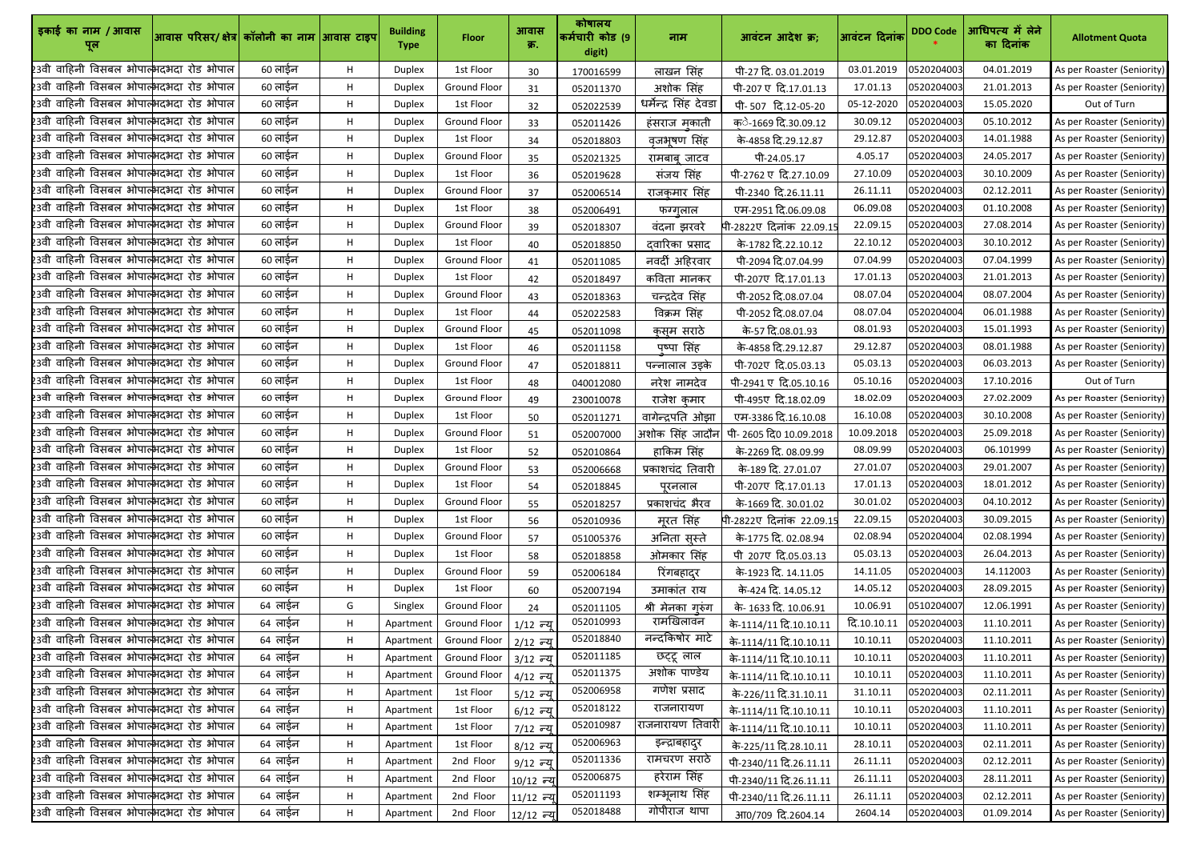| इकाई का नाम / आवास पूल | आवास परिसर/ क्षेत्र | कॉलोनी का नाम | आवास टाइप | Building Type | Floor | आवास क्र. | कोषालय कर्मचारी कोड (9 digit) | नाम | आवंटन आदेश क्र; | आवंटन दिनांक | DDO Code | आधिपत्य में लेने का दिनांक | Allotment Quota |
|---|---|---|---|---|---|---|---|---|---|---|---|---|---|
| 23वी वाहिनी विसबल भोपाल | भदभदा रोड भोपाल | 60 लाईन | H | Duplex | 1st Floor | 30 | 170016599 | लाखन सिंह | पी-27 दि. 03.01.2019 | 03.01.2019 | 0520204003 | 04.01.2019 | As per Roaster (Seniority) |
| 23वी वाहिनी विसबल भोपाल | भदभदा रोड भोपाल | 60 लाईन | H | Duplex | Ground Floor | 31 | 052011370 | अशोक सिंह | पी-207 ए दि.17.01.13 | 17.01.13 | 0520204003 | 21.01.2013 | As per Roaster (Seniority) |
| 23वी वाहिनी विसबल भोपाल | भदभदा रोड भोपाल | 60 लाईन | H | Duplex | 1st Floor | 32 | 052022539 | धर्मेन्द्र सिंह देवडा | पी- 507 दि.12-05-20 | 05-12-2020 | 0520204003 | 15.05.2020 | Out of Turn |
| 23वी वाहिनी विसबल भोपाल | भदभदा रोड भोपाल | 60 लाईन | H | Duplex | Ground Floor | 33 | 052011426 | हंसराज मुकाती | क्े-1669 दि.30.09.12 | 30.09.12 | 0520204003 | 05.10.2012 | As per Roaster (Seniority) |
| 23वी वाहिनी विसबल भोपाल | भदभदा रोड भोपाल | 60 लाईन | H | Duplex | 1st Floor | 34 | 052018803 | वृजभूषण सिंह | के-4858 दि.29.12.87 | 29.12.87 | 0520204003 | 14.01.1988 | As per Roaster (Seniority) |
| 23वी वाहिनी विसबल भोपाल | भदभदा रोड भोपाल | 60 लाईन | H | Duplex | Ground Floor | 35 | 052021325 | रामबाबू जाटव | पी-24.05.17 | 4.05.17 | 0520204003 | 24.05.2017 | As per Roaster (Seniority) |
| 23वी वाहिनी विसबल भोपाल | भदभदा रोड भोपाल | 60 लाईन | H | Duplex | 1st Floor | 36 | 052019628 | संजय सिंह | पी-2762 ए दि.27.10.09 | 27.10.09 | 0520204003 | 30.10.2009 | As per Roaster (Seniority) |
| 23वी वाहिनी विसबल भोपाल | भदभदा रोड भोपाल | 60 लाईन | H | Duplex | Ground Floor | 37 | 052006514 | राजकुमार सिंह | पी-2340 दि.26.11.11 | 26.11.11 | 0520204003 | 02.12.2011 | As per Roaster (Seniority) |
| 23वी वाहिनी विसबल भोपाल | भदभदा रोड भोपाल | 60 लाईन | H | Duplex | 1st Floor | 38 | 052006491 | फग्गुलाल | एम-2951 दि.06.09.08 | 06.09.08 | 0520204003 | 01.10.2008 | As per Roaster (Seniority) |
| 23वी वाहिनी विसबल भोपाल | भदभदा रोड भोपाल | 60 लाईन | H | Duplex | Ground Floor | 39 | 052018307 | वंदना झरवरे | पी-2822ए दिनांक 22.09.15 | 22.09.15 | 0520204003 | 27.08.2014 | As per Roaster (Seniority) |
| 23वी वाहिनी विसबल भोपाल | भदभदा रोड भोपाल | 60 लाईन | H | Duplex | 1st Floor | 40 | 052018850 | द्वारिका प्रसाद | के-1782 दि.22.10.12 | 22.10.12 | 0520204003 | 30.10.2012 | As per Roaster (Seniority) |
| 23वी वाहिनी विसबल भोपाल | भदभदा रोड भोपाल | 60 लाईन | H | Duplex | Ground Floor | 41 | 052011085 | नवर्दी अहिरवार | पी-2094 दि.07.04.99 | 07.04.99 | 0520204003 | 07.04.1999 | As per Roaster (Seniority) |
| 23वी वाहिनी विसबल भोपाल | भदभदा रोड भोपाल | 60 लाईन | H | Duplex | 1st Floor | 42 | 052018497 | कविता मानकर | पी-207ए दि.17.01.13 | 17.01.13 | 0520204003 | 21.01.2013 | As per Roaster (Seniority) |
| 23वी वाहिनी विसबल भोपाल | भदभदा रोड भोपाल | 60 लाईन | H | Duplex | Ground Floor | 43 | 052018363 | चन्द्रदेव सिंह | पी-2052 दि.08.07.04 | 08.07.04 | 0520204004 | 08.07.2004 | As per Roaster (Seniority) |
| 23वी वाहिनी विसबल भोपाल | भदभदा रोड भोपाल | 60 लाईन | H | Duplex | 1st Floor | 44 | 052022583 | विक्रम सिंह | पी-2052 दि.08.07.04 | 08.07.04 | 0520204004 | 06.01.1988 | As per Roaster (Seniority) |
| 23वी वाहिनी विसबल भोपाल | भदभदा रोड भोपाल | 60 लाईन | H | Duplex | Ground Floor | 45 | 052011098 | कुसुम सराठे | के-57 दि.08.01.93 | 08.01.93 | 0520204003 | 15.01.1993 | As per Roaster (Seniority) |
| 23वी वाहिनी विसबल भोपाल | भदभदा रोड भोपाल | 60 लाईन | H | Duplex | 1st Floor | 46 | 052011158 | पुष्पा सिंह | के-4858 दि.29.12.87 | 29.12.87 | 0520204003 | 08.01.1988 | As per Roaster (Seniority) |
| 23वी वाहिनी विसबल भोपाल | भदभदा रोड भोपाल | 60 लाईन | H | Duplex | Ground Floor | 47 | 052018811 | पन्नालाल उइके | पी-702ए दि.05.03.13 | 05.03.13 | 0520204003 | 06.03.2013 | As per Roaster (Seniority) |
| 23वी वाहिनी विसबल भोपाल | भदभदा रोड भोपाल | 60 लाईन | H | Duplex | 1st Floor | 48 | 040012080 | नरेश नामदेव | पी-2941 ए दि.05.10.16 | 05.10.16 | 0520204003 | 17.10.2016 | Out of Turn |
| 23वी वाहिनी विसबल भोपाल | भदभदा रोड भोपाल | 60 लाईन | H | Duplex | Ground Floor | 49 | 230010078 | राजेश कुमार | पी-495ए दि.18.02.09 | 18.02.09 | 0520204003 | 27.02.2009 | As per Roaster (Seniority) |
| 23वी वाहिनी विसबल भोपाल | भदभदा रोड भोपाल | 60 लाईन | H | Duplex | 1st Floor | 50 | 052011271 | वागेन्द्रपति ओझा | एम-3386 दि.16.10.08 | 16.10.08 | 0520204003 | 30.10.2008 | As per Roaster (Seniority) |
| 23वी वाहिनी विसबल भोपाल | भदभदा रोड भोपाल | 60 लाईन | H | Duplex | Ground Floor | 51 | 052007000 | अशोक सिंह जादौन | पी- 2605 दि0 10.09.2018 | 10.09.2018 | 0520204003 | 25.09.2018 | As per Roaster (Seniority) |
| 23वी वाहिनी विसबल भोपाल | भदभदा रोड भोपाल | 60 लाईन | H | Duplex | 1st Floor | 52 | 052010864 | हाकिम सिंह | के-2269 दि. 08.09.99 | 08.09.99 | 0520204003 | 06.101999 | As per Roaster (Seniority) |
| 23वी वाहिनी विसबल भोपाल | भदभदा रोड भोपाल | 60 लाईन | H | Duplex | Ground Floor | 53 | 052006668 | प्रकाशचंद तिवारी | के-189 दि. 27.01.07 | 27.01.07 | 0520204003 | 29.01.2007 | As per Roaster (Seniority) |
| 23वी वाहिनी विसबल भोपाल | भदभदा रोड भोपाल | 60 लाईन | H | Duplex | 1st Floor | 54 | 052018845 | पूरनलाल | पी-207ए दि.17.01.13 | 17.01.13 | 0520204003 | 18.01.2012 | As per Roaster (Seniority) |
| 23वी वाहिनी विसबल भोपाल | भदभदा रोड भोपाल | 60 लाईन | H | Duplex | Ground Floor | 55 | 052018257 | प्रकाशचंद भैरव | के-1669 दि. 30.01.02 | 30.01.02 | 0520204003 | 04.10.2012 | As per Roaster (Seniority) |
| 23वी वाहिनी विसबल भोपाल | भदभदा रोड भोपाल | 60 लाईन | H | Duplex | 1st Floor | 56 | 052010936 | मूरत सिंह | पी-2822ए दिनांक 22.09.15 | 22.09.15 | 0520204003 | 30.09.2015 | As per Roaster (Seniority) |
| 23वी वाहिनी विसबल भोपाल | भदभदा रोड भोपाल | 60 लाईन | H | Duplex | Ground Floor | 57 | 051005376 | अनिता सुस्ते | के-1775 दि. 02.08.94 | 02.08.94 | 0520204004 | 02.08.1994 | As per Roaster (Seniority) |
| 23वी वाहिनी विसबल भोपाल | भदभदा रोड भोपाल | 60 लाईन | H | Duplex | 1st Floor | 58 | 052018858 | ओमकार सिंह | पी 207ए दि.05.03.13 | 05.03.13 | 0520204003 | 26.04.2013 | As per Roaster (Seniority) |
| 23वी वाहिनी विसबल भोपाल | भदभदा रोड भोपाल | 60 लाईन | H | Duplex | Ground Floor | 59 | 052006184 | रिंगबहादुर | के-1923 दि. 14.11.05 | 14.11.05 | 0520204003 | 14.112003 | As per Roaster (Seniority) |
| 23वी वाहिनी विसबल भोपाल | भदभदा रोड भोपाल | 60 लाईन | H | Duplex | 1st Floor | 60 | 052007194 | उमाकांत राय | के-424 दि. 14.05.12 | 14.05.12 | 0520204003 | 28.09.2015 | As per Roaster (Seniority) |
| 23वी वाहिनी विसबल भोपाल | भदभदा रोड भोपाल | 64 लाईन | G | Singlex | Ground Floor | 24 | 052011105 | श्री मेनका गुरुंग | के- 1633 दि. 10.06.91 | 10.06.91 | 0510204007 | 12.06.1991 | As per Roaster (Seniority) |
| 23वी वाहिनी विसबल भोपाल | भदभदा रोड भोपाल | 64 लाईन | H | Apartment | Ground Floor | 1/12 न्यू | 052010993 | रामखिलावन | के-1114/11 दि.10.10.11 | दि.10.10.11 | 0520204003 | 11.10.2011 | As per Roaster (Seniority) |
| 23वी वाहिनी विसबल भोपाल | भदभदा रोड भोपाल | 64 लाईन | H | Apartment | Ground Floor | 2/12 न्यू | 052018840 | नन्दकिषोर माटे | के-1114/11 दि.10.10.11 | 10.10.11 | 0520204003 | 11.10.2011 | As per Roaster (Seniority) |
| 23वी वाहिनी विसबल भोपाल | भदभदा रोड भोपाल | 64 लाईन | H | Apartment | Ground Floor | 3/12 न्यू | 052011185 | छट्टू लाल | के-1114/11 दि.10.10.11 | 10.10.11 | 0520204003 | 11.10.2011 | As per Roaster (Seniority) |
| 23वी वाहिनी विसबल भोपाल | भदभदा रोड भोपाल | 64 लाईन | H | Apartment | Ground Floor | 4/12 न्यू | 052011375 | अशोक पाण्डेय | के-1114/11 दि.10.10.11 | 10.10.11 | 0520204003 | 11.10.2011 | As per Roaster (Seniority) |
| 23वी वाहिनी विसबल भोपाल | भदभदा रोड भोपाल | 64 लाईन | H | Apartment | 1st Floor | 5/12 न्यू | 052006958 | गणेश प्रसाद | के-226/11 दि.31.10.11 | 31.10.11 | 0520204003 | 02.11.2011 | As per Roaster (Seniority) |
| 23वी वाहिनी विसबल भोपाल | भदभदा रोड भोपाल | 64 लाईन | H | Apartment | 1st Floor | 6/12 न्यू | 052018122 | राजनारायण | के-1114/11 दि.10.10.11 | 10.10.11 | 0520204003 | 11.10.2011 | As per Roaster (Seniority) |
| 23वी वाहिनी विसबल भोपाल | भदभदा रोड भोपाल | 64 लाईन | H | Apartment | 1st Floor | 7/12 न्यू | 052010987 | राजनारायण तिवारी | के-1114/11 दि.10.10.11 | 10.10.11 | 0520204003 | 11.10.2011 | As per Roaster (Seniority) |
| 23वी वाहिनी विसबल भोपाल | भदभदा रोड भोपाल | 64 लाईन | H | Apartment | 1st Floor | 8/12 न्यू | 052006963 | इन्द्राबहादुर | के-225/11 दि.28.10.11 | 28.10.11 | 0520204003 | 02.11.2011 | As per Roaster (Seniority) |
| 23वी वाहिनी विसबल भोपाल | भदभदा रोड भोपाल | 64 लाईन | H | Apartment | 2nd Floor | 9/12 न्यू | 052011336 | रामचरण सराठे | पी-2340/11 दि.26.11.11 | 26.11.11 | 0520204003 | 02.12.2011 | As per Roaster (Seniority) |
| 23वी वाहिनी विसबल भोपाल | भदभदा रोड भोपाल | 64 लाईन | H | Apartment | 2nd Floor | 10/12 न्यू | 052006875 | हरेराम सिंह | पी-2340/11 दि.26.11.11 | 26.11.11 | 0520204003 | 28.11.2011 | As per Roaster (Seniority) |
| 23वी वाहिनी विसबल भोपाल | भदभदा रोड भोपाल | 64 लाईन | H | Apartment | 2nd Floor | 11/12 न्यू | 052011193 | शम्भूनाथ सिंह | पी-2340/11 दि.26.11.11 | 26.11.11 | 0520204003 | 02.12.2011 | As per Roaster (Seniority) |
| 23वी वाहिनी विसबल भोपाल | भदभदा रोड भोपाल | 64 लाईन | H | Apartment | 2nd Floor | 12/12 न्यू | 052018488 | गोपीराज थापा | आ0/709 दि.2604.14 | 2604.14 | 0520204003 | 01.09.2014 | As per Roaster (Seniority) |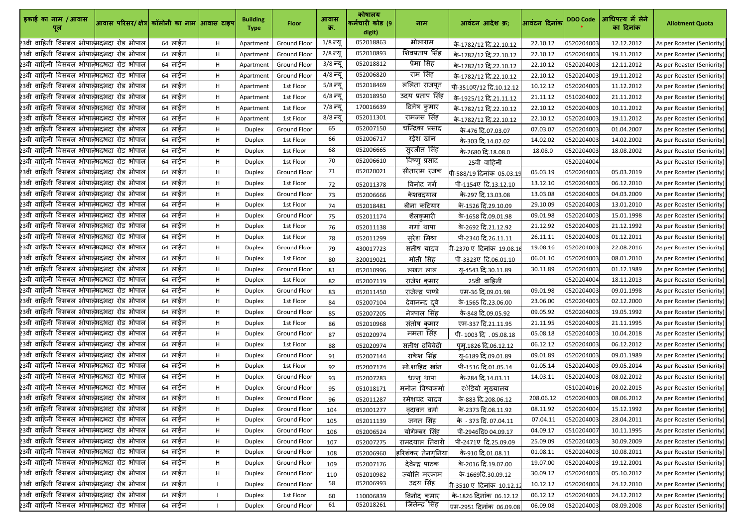| इकाई का नाम / आवास पूल | आवास परिसर/ क्षेत्र | कॉलोनी का नाम | आवास टाइप | Building Type | Floor | आवास क्र. | कोषालय कर्मचारी कोड (9 digit) | नाम | आवंटन आदेश क्र; | आवंटन दिनांक | DDO Code * | आधिपत्य में लेने का दिनांक | Allotment Quota |
|---|---|---|---|---|---|---|---|---|---|---|---|---|---|
| 23वी वाहिनी विसबल भोपाल | भदभदा रोड भोपाल | 64 लाईन | H | Apartment | Ground Floor | 1/8 न्यू | 052018863 | भोलाराम | के-1782/12 दि.22.10.12 | 22.10.12 | 0520204003 | 12.12.2012 | As per Roaster (Seniority) |
| 23वी वाहिनी विसबल भोपाल | भदभदा रोड भोपाल | 64 लाईन | H | Apartment | Ground Floor | 2/8 न्यू | 052010893 | शिवप्रताप सिंह | के-1782/12 दि.22.10.12 | 22.10.12 | 0520204003 | 19.11.2012 | As per Roaster (Seniority) |
| 23वी वाहिनी विसबल भोपाल | भदभदा रोड भोपाल | 64 लाईन | H | Apartment | Ground Floor | 3/8 न्यू | 052018812 | प्रेमा सिंह | के-1782/12 दि.22.10.12 | 22.10.12 | 0520204003 | 12.11.2012 | As per Roaster (Seniority) |
| 23वी वाहिनी विसबल भोपाल | भदभदा रोड भोपाल | 64 लाईन | H | Apartment | Ground Floor | 4/8 न्यू | 052006820 | राम सिंह | के-1782/12 दि.22.10.12 | 22.10.12 | 0520204003 | 19.11.2012 | As per Roaster (Seniority) |
| 23वी वाहिनी विसबल भोपाल | भदभदा रोड भोपाल | 64 लाईन | H | Apartment | 1st Floor | 5/8 न्यू | 052018469 | ललिता राजपूत | पी-3510ए/12 दि.10.12.12 | 10.12.12 | 0520204003 | 11.12.2012 | As per Roaster (Seniority) |
| 23वी वाहिनी विसबल भोपाल | भदभदा रोड भोपाल | 64 लाईन | H | Apartment | 1st Floor | 6/8 न्यू | 052018950 | उदय प्रताप सिंह | के-1925/12 दि.21.11.12 | 21.11.12 | 0510204002 | 21.11.2012 | As per Roaster (Seniority) |
| 23वी वाहिनी विसबल भोपाल | भदभदा रोड भोपाल | 64 लाईन | H | Apartment | 1st Floor | 7/8 न्यू | 170016639 | दिनेष कुमार | के-1782/12 दि.22.10.12 | 22.10.12 | 0520204003 | 10.11.2012 | As per Roaster (Seniority) |
| 23वी वाहिनी विसबल भोपाल | भदभदा रोड भोपाल | 64 लाईन | H | Apartment | 1st Floor | 8/8 न्यू | 052011301 | रामजस सिंह | के-1782/12 दि.22.10.12 | 22.10.12 | 0520204003 | 19.11.2012 | As per Roaster (Seniority) |
| 23वी वाहिनी विसबल भोपाल | भदभदा रोड भोपाल | 64 लाईन | H | Duplex | Ground Floor | 65 | 052007150 | चन्द्रिका प्रसाद | के-476 दि.07.03.07 | 07.03.07 | 0520204003 | 01.04.2007 | As per Roaster (Seniority) |
| 23वी वाहिनी विसबल भोपाल | भदभदा रोड भोपाल | 64 लाईन | H | Duplex | 1st Floor | 66 | 052006717 | रईश खांन | के-303 दि.14.02.02 | 14.02.02 | 0520204003 | 14.02.2002 | As per Roaster (Seniority) |
| 23वी वाहिनी विसबल भोपाल | भदभदा रोड भोपाल | 64 लाईन | H | Duplex | 1st Floor | 68 | 052006665 | सुरजीत सिंह | के-2680 दि.18.08.0 | 18.08.0 | 0520204003 | 18.08.2002 | As per Roaster (Seniority) |
| 23वी वाहिनी विसबल भोपाल | भदभदा रोड भोपाल | 64 लाईन | H | Duplex | 1st Floor | 70 | 052006610 | विष्णु प्रसाद | 25वी वाहिनी | | 0520204004 | | As per Roaster (Seniority) |
| 23वी वाहिनी विसबल भोपाल | भदभदा रोड भोपाल | 64 लाईन | H | Duplex | Ground Floor | 71 | 052020021 | सीताराम रजक | पी-588/19 दिनांक 05.03.19 | 05.03.19 | 0520204003 | 05.03.2019 | As per Roaster (Seniority) |
| 23वी वाहिनी विसबल भोपाल | भदभदा रोड भोपाल | 64 लाईन | H | Duplex | 1st Floor | 72 | 052011378 | विनोद गर्ग | पी-1154ए दि.13.12.10 | 13.12.10 | 0520204003 | 06.12.2010 | As per Roaster (Seniority) |
| 23वी वाहिनी विसबल भोपाल | भदभदा रोड भोपाल | 64 लाईन | H | Duplex | Ground Floor | 73 | 052006666 | केशवदयाल | के-297 दि.13.03.08 | 13.03.08 | 0520204003 | 04.03.2009 | As per Roaster (Seniority) |
| 23वी वाहिनी विसबल भोपाल | भदभदा रोड भोपाल | 64 लाईन | H | Duplex | 1st Floor | 74 | 052018481 | बीना कटियार | के-1526 दि.29.10.09 | 29.10.09 | 0520204003 | 13.01.2010 | As per Roaster (Seniority) |
| 23वी वाहिनी विसबल भोपाल | भदभदा रोड भोपाल | 64 लाईन | H | Duplex | Ground Floor | 75 | 052011174 | शैलकुमारी | के-1658 दि.09.01.98 | 09.01.98 | 0520204003 | 15.01.1998 | As per Roaster (Seniority) |
| 23वी वाहिनी विसबल भोपाल | भदभदा रोड भोपाल | 64 लाईन | H | Duplex | 1st Floor | 76 | 052011138 | गगां थापा | के-2692 दि.21.12.92 | 21.12.92 | 0520204003 | 21.12.1992 | As per Roaster (Seniority) |
| 23वी वाहिनी विसबल भोपाल | भदभदा रोड भोपाल | 64 लाईन | H | Duplex | 1st Floor | 78 | 052011299 | सुरेश मिश्रा | पी-2340 दि.26.11.11 | 26.11.11 | 0520204003 | 01.12.2011 | As per Roaster (Seniority) |
| 23वी वाहिनी विसबल भोपाल | भदभदा रोड भोपाल | 64 लाईन | H | Duplex | Ground Floor | 79 | 430017723 | सतीष यादव | पी-2370 ए दिनांक 19.08.16 | 19.08.16 | 0520204003 | 22.08.2016 | As per Roaster (Seniority) |
| 23वी वाहिनी विसबल भोपाल | भदभदा रोड भोपाल | 64 लाईन | H | Duplex | 1st Floor | 80 | 320019021 | मोती सिंह | पी-3323ए दि.06.01.10 | 06.01.10 | 0520204003 | 08.01.2010 | As per Roaster (Seniority) |
| 23वी वाहिनी विसबल भोपाल | भदभदा रोड भोपाल | 64 लाईन | H | Duplex | Ground Floor | 81 | 052010996 | लखन लाल | यू-4543 दि.30.11.89 | 30.11.89 | 0520204003 | 01.12.1989 | As per Roaster (Seniority) |
| 23वी वाहिनी विसबल भोपाल | भदभदा रोड भोपाल | 64 लाईन | H | Duplex | 1st Floor | 82 | 052007119 | राजेश कुमार | 25वी वाहिनी | | 0520204004 | 18.11.2013 | As per Roaster (Seniority) |
| 23वी वाहिनी विसबल भोपाल | भदभदा रोड भोपाल | 64 लाईन | H | Duplex | Ground Floor | 83 | 052011450 | राजेन्द्र पाण्डे | एम-36 दि.09.01.98 | 09.01.98 | 0520204003 | 09.01.1998 | As per Roaster (Seniority) |
| 23वी वाहिनी विसबल भोपाल | भदभदा रोड भोपाल | 64 लाईन | H | Duplex | 1st Floor | 84 | 052007104 | देवानन्द दुबे | के-1565 दि.23.06.00 | 23.06.00 | 0520204003 | 02.12.2000 | As per Roaster (Seniority) |
| 23वी वाहिनी विसबल भोपाल | भदभदा रोड भोपाल | 64 लाईन | H | Duplex | Ground Floor | 85 | 052007205 | नेत्रपाल सिंह | के-848 दि.09.05.92 | 09.05.92 | 0520204003 | 19.05.1992 | As per Roaster (Seniority) |
| 23वी वाहिनी विसबल भोपाल | भदभदा रोड भोपाल | 64 लाईन | H | Duplex | 1st Floor | 86 | 052010968 | संतोष कुमार | एम-337 दि.21.11.95 | 21.11.95 | 0520204003 | 21.11.1995 | As per Roaster (Seniority) |
| 23वी वाहिनी विसबल भोपाल | भदभदा रोड भोपाल | 64 लाईन | H | Duplex | Ground Floor | 87 | 052020974 | ममता सिंह | पी- 1003 दि . 05.08.18 | 05.08.18 | 0520204003 | 10.04.2018 | As per Roaster (Seniority) |
| 23वी वाहिनी विसबल भोपाल | भदभदा रोड भोपाल | 64 लाईन | H | Duplex | 1st Floor | 88 | 052020974 | सतीश दविवेदी | पुम्.1826 दि.06.12.12 | 06.12.12 | 0520204003 | 06.12.2012 | As per Roaster (Seniority) |
| 23वी वाहिनी विसबल भोपाल | भदभदा रोड भोपाल | 64 लाईन | H | Duplex | Ground Floor | 91 | 052007144 | राकेश सिंह | यू-6189 दि.09.01.89 | 09.01.89 | 0520204003 | 09.01.1989 | As per Roaster (Seniority) |
| 23वी वाहिनी विसबल भोपाल | भदभदा रोड भोपाल | 64 लाईन | H | Duplex | 1st Floor | 92 | 052007174 | मो.शाहिद खांन | पी-1516 दि.01.05.14 | 01.05.14 | 0520204003 | 09.05.2014 | As per Roaster (Seniority) |
| 23वी वाहिनी विसबल भोपाल | भदभदा रोड भोपाल | 64 लाईन | H | Duplex | Ground Floor | 93 | 052007283 | धन्नु थापा | के-284 दि.14.03.11 | 14.03.11 | 0520204003 | 08.02.2012 | As per Roaster (Seniority) |
| 23वी वाहिनी विसबल भोपाल | भदभदा रोड भोपाल | 64 लाईन | H | Duplex | Ground Floor | 95 | 051018171 | मनोज विष्वकर्मा | रेडियो मुख्यालय | | 0510204016 | 20.02.2015 | As per Roaster (Seniority) |
| 23वी वाहिनी विसबल भोपाल | भदभदा रोड भोपाल | 64 लाईन | H | Duplex | Ground Floor | 96 | 052011287 | रमेशचंद यादव | के-883 दि.208.06.12 | 208.06.12 | 0520204003 | 08.06.2012 | As per Roaster (Seniority) |
| 23वी वाहिनी विसबल भोपाल | भदभदा रोड भोपाल | 64 लाईन | H | Duplex | Ground Floor | 104 | 052001277 | वृदावन वर्मा | के-2373 दि.08.11.92 | 08.11.92 | 0520204004 | 15.12.1992 | As per Roaster (Seniority) |
| 23वी वाहिनी विसबल भोपाल | भदभदा रोड भोपाल | 64 लाईन | H | Duplex | Ground Floor | 105 | 052011139 | जगत सिंह | के - 373 दि. 07.04.11 | 07.04.11 | 0520204003 | 28.04.2011 | As per Roaster (Seniority) |
| 23वी वाहिनी विसबल भोपाल | भदभदा रोड भोपाल | 64 लाईन | H | Duplex | Ground Floor | 106 | 052006524 | योगेम्बर सिंह | पी-2946दि0 04.09.17 | 04.09.17 | 0510204007 | 10.11.1995 | As per Roaster (Seniority) |
| 23वी वाहिनी विसबल भोपाल | भदभदा रोड भोपाल | 64 लाईन | H | Duplex | Ground Floor | 107 | 052007275 | रामदयाल तिवारी | पी-2471ए दि.25.09.09 | 25.09.09 | 0520204003 | 30.09.2009 | As per Roaster (Seniority) |
| 23वी वाहिनी विसबल भोपाल | भदभदा रोड भोपाल | 64 लाईन | H | Duplex | Ground Floor | 108 | 052006960 | हरिशंकर तेनगुनिया | के-910 दि.01.08.11 | 01.08.11 | 0520204003 | 10.08.2011 | As per Roaster (Seniority) |
| 23वी वाहिनी विसबल भोपाल | भदभदा रोड भोपाल | 64 लाईन | H | Duplex | Ground Floor | 109 | 052007176 | देवेन्द्र पाठक | के-2016 दि.19.07.00 | 19.07.00 | 0520204003 | 19.12.2001 | As per Roaster (Seniority) |
| 23वी वाहिनी विसबल भोपाल | भदभदा रोड भोपाल | 64 लाईन | H | Duplex | Ground Floor | 110 | 052010982 | ज्योति मरकाम | के-1669दि.30.09.12 | 30.09.12 | 0520204003 | 05.10.2012 | As per Roaster (Seniority) |
| 23वी वाहिनी विसबल भोपाल | भदभदा रोड भोपाल | 64 लाईन | I | Duplex | Ground Floor | 58 | 052006993 | उदय सिंह | पी-3510 ए दिनांक 10.12.12 | 10.12.12 | 0520204003 | 24.12.2010 | As per Roaster (Seniority) |
| 23वी वाहिनी विसबल भोपाल | भदभदा रोड भोपाल | 64 लाईन | I | Duplex | 1st Floor | 60 | 110006839 | विनोद कुमार | के-1826 दिनांक 06.12.12 | 06.12.12 | 0520204003 | 24.12.2012 | As per Roaster (Seniority) |
| 23वी वाहिनी विसबल भोपाल | भदभदा रोड भोपाल | 64 लाईन | I | Duplex | Ground Floor | 61 | 052018261 | जितेन्द्र सिंह | एम-2951 दिनांक 06.09.08 | 06.09.08 | 0520204003 | 08.09.2008 | As per Roaster (Seniority) |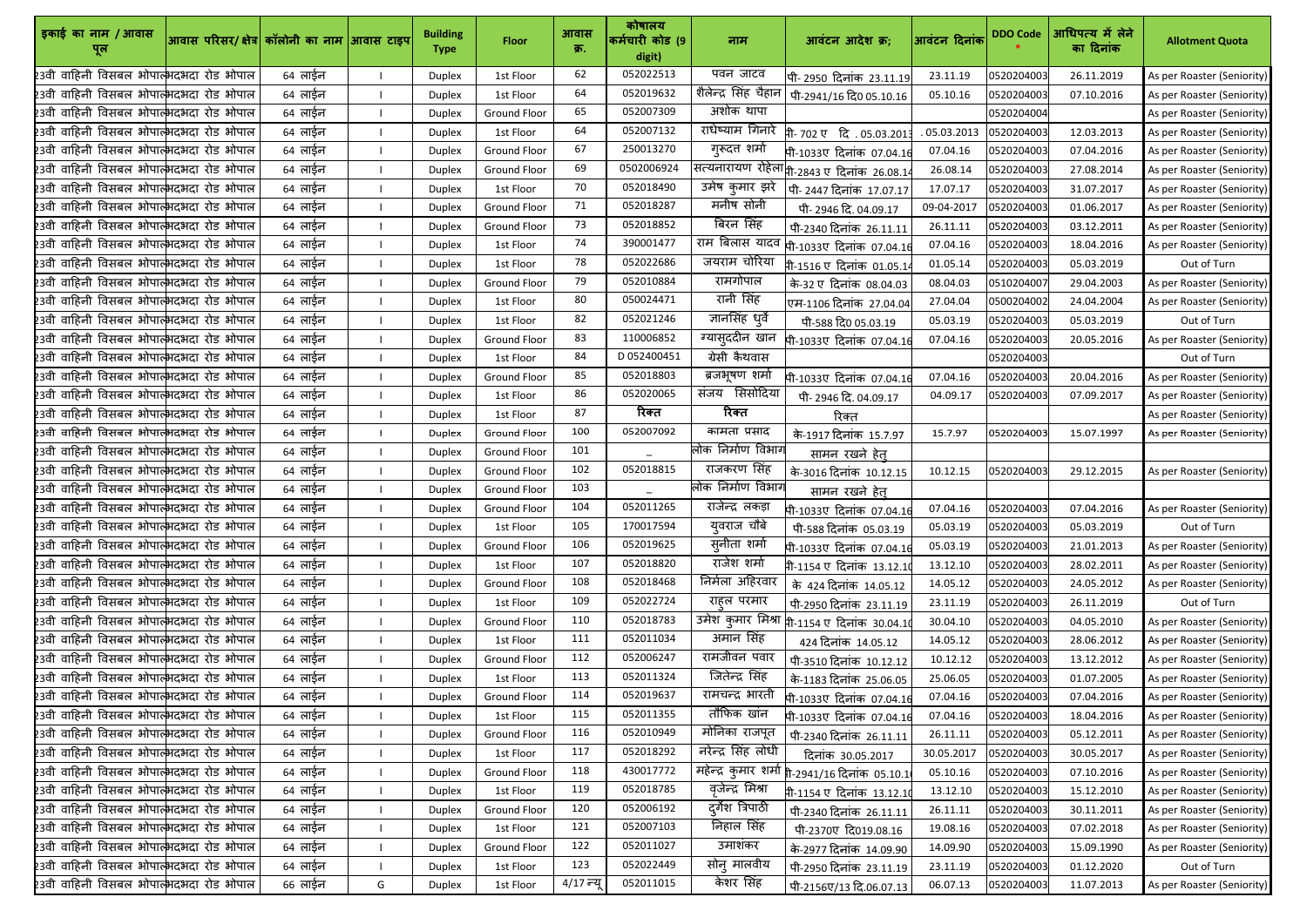| इकाई का नाम / आवास पूल | आवास परिसर/ क्षेत्र | कॉलोनी का नाम | आवास टाइप | Building Type | Floor | आवास क्र. | कोषालय कर्मचारी कोड (9 digit) | नाम | आवंटन आदेश क्र; | आवंटन दिनांक | DDO Code * | आधिपत्य में लेने का दिनांक | Allotment Quota |
|---|---|---|---|---|---|---|---|---|---|---|---|---|---|
| 23वी वाहिनी विसबल भोपाल | भदभदा रोड भोपाल | 64 लाईन | I | Duplex | 1st Floor | 62 | 052022513 | पवन जाटव | पी- 2950 दिनांक 23.11.19 | 23.11.19 | 0520204003 | 26.11.2019 | As per Roaster (Seniority) |
| 23वी वाहिनी विसबल भोपाल | भदभदा रोड भोपाल | 64 लाईन | I | Duplex | 1st Floor | 64 | 052019632 | शैलेन्द्र सिंह चैहान | पी-2941/16 दि0 05.10.16 | 05.10.16 | 0520204003 | 07.10.2016 | As per Roaster (Seniority) |
| 23वी वाहिनी विसबल भोपाल | भदभदा रोड भोपाल | 64 लाईन | I | Duplex | Ground Floor | 65 | 052007309 | अशोक थापा | | | 0520204004 | | As per Roaster (Seniority) |
| 23वी वाहिनी विसबल भोपाल | भदभदा रोड भोपाल | 64 लाईन | I | Duplex | 1st Floor | 64 | 052007132 | राधेष्याम गिनारे | पी- 702 ए दि . 05.03.2013 | . 05.03.2013 | 0520204003 | 12.03.2013 | As per Roaster (Seniority) |
| 23वी वाहिनी विसबल भोपाल | भदभदा रोड भोपाल | 64 लाईन | I | Duplex | Ground Floor | 67 | 250013270 | गुरूदत शर्मा | पी-1033ए दिनांक 07.04.16 | 07.04.16 | 0520204003 | 07.04.2016 | As per Roaster (Seniority) |
| 23वी वाहिनी विसबल भोपाल | भदभदा रोड भोपाल | 64 लाईन | I | Duplex | Ground Floor | 69 | 0502006924 | सत्यनारायण रोहेला | पी-2843 ए दिनांक 26.08.14 | 26.08.14 | 0520204003 | 27.08.2014 | As per Roaster (Seniority) |
| 23वी वाहिनी विसबल भोपाल | भदभदा रोड भोपाल | 64 लाईन | I | Duplex | 1st Floor | 70 | 052018490 | उमेष कुमार झरे | पी- 2447 दिनांक 17.07.17 | 17.07.17 | 0520204003 | 31.07.2017 | As per Roaster (Seniority) |
| 23वी वाहिनी विसबल भोपाल | भदभदा रोड भोपाल | 64 लाईन | I | Duplex | Ground Floor | 71 | 052018287 | मनीष सोनी | पी- 2946 दि. 04.09.17 | 09-04-2017 | 0520204003 | 01.06.2017 | As per Roaster (Seniority) |
| 23वी वाहिनी विसबल भोपाल | भदभदा रोड भोपाल | 64 लाईन | I | Duplex | Ground Floor | 73 | 052018852 | बिरन सिंह | पी-2340 दिनांक 26.11.11 | 26.11.11 | 0520204003 | 03.12.2011 | As per Roaster (Seniority) |
| 23वी वाहिनी विसबल भोपाल | भदभदा रोड भोपाल | 64 लाईन | I | Duplex | 1st Floor | 74 | 390001477 | राम बिलास यादव | पी-1033ए दिनांक 07.04.16 | 07.04.16 | 0520204003 | 18.04.2016 | As per Roaster (Seniority) |
| 23वी वाहिनी विसबल भोपाल | भदभदा रोड भोपाल | 64 लाईन | I | Duplex | 1st Floor | 78 | 052022686 | जयराम चोरिया | पी-1516 ए दिनांक 01.05.14 | 01.05.14 | 0520204003 | 05.03.2019 | Out of Turn |
| 23वी वाहिनी विसबल भोपाल | भदभदा रोड भोपाल | 64 लाईन | I | Duplex | Ground Floor | 79 | 052010884 | रामगोपाल | के-32 ए दिनांक 08.04.03 | 08.04.03 | 0510204007 | 29.04.2003 | As per Roaster (Seniority) |
| 23वी वाहिनी विसबल भोपाल | भदभदा रोड भोपाल | 64 लाईन | I | Duplex | 1st Floor | 80 | 050024471 | रानी सिंह | एम-1106 दिनांक 27.04.04 | 27.04.04 | 0500204002 | 24.04.2004 | As per Roaster (Seniority) |
| 23वी वाहिनी विसबल भोपाल | भदभदा रोड भोपाल | 64 लाईन | I | Duplex | 1st Floor | 82 | 052021246 | ज्ञानसिंह धुर्वे | पी-588 दि0 05.03.19 | 05.03.19 | 0520204003 | 05.03.2019 | Out of Turn |
| 23वी वाहिनी विसबल भोपाल | भदभदा रोड भोपाल | 64 लाईन | I | Duplex | Ground Floor | 83 | 110006852 | ग्यासुददीन खान | पी-1033ए दिनांक 07.04.16 | 07.04.16 | 0520204003 | 20.05.2016 | As per Roaster (Seniority) |
| 23वी वाहिनी विसबल भोपाल | भदभदा रोड भोपाल | 64 लाईन | I | Duplex | 1st Floor | 84 | D 052400451 | ग्रेसी कैथवास | | | 0520204003 | | Out of Turn |
| 23वी वाहिनी विसबल भोपाल | भदभदा रोड भोपाल | 64 लाईन | I | Duplex | Ground Floor | 85 | 052018803 | ब्रजभूषण शर्मा | पी-1033ए दिनांक 07.04.16 | 07.04.16 | 0520204003 | 20.04.2016 | As per Roaster (Seniority) |
| 23वी वाहिनी विसबल भोपाल | भदभदा रोड भोपाल | 64 लाईन | I | Duplex | 1st Floor | 86 | 052020065 | संजय सिसोदिया | पी- 2946 दि. 04.09.17 | 04.09.17 | 0520204003 | 07.09.2017 | As per Roaster (Seniority) |
| 23वी वाहिनी विसबल भोपाल | भदभदा रोड भोपाल | 64 लाईन | I | Duplex | 1st Floor | 87 | रिक्त | रिक्त | रिक्त | | | | As per Roaster (Seniority) |
| 23वी वाहिनी विसबल भोपाल | भदभदा रोड भोपाल | 64 लाईन | I | Duplex | Ground Floor | 100 | 052007092 | कामता प्रसाद | के-1917 दिनांक 15.7.97 | 15.7.97 | 0520204003 | 15.07.1997 | As per Roaster (Seniority) |
| 23वी वाहिनी विसबल भोपाल | भदभदा रोड भोपाल | 64 लाईन | I | Duplex | Ground Floor | 101 | _ | लोक निर्माण विभाग | सामन रखने हेतु | | | | |
| 23वी वाहिनी विसबल भोपाल | भदभदा रोड भोपाल | 64 लाईन | I | Duplex | Ground Floor | 102 | 052018815 | राजकरण सिंह | के-3016 दिनांक 10.12.15 | 10.12.15 | 0520204003 | 29.12.2015 | As per Roaster (Seniority) |
| 23वी वाहिनी विसबल भोपाल | भदभदा रोड भोपाल | 64 लाईन | I | Duplex | Ground Floor | 103 | _ | लोक निर्माण विभाग | सामन रखने हेतु | | | | |
| 23वी वाहिनी विसबल भोपाल | भदभदा रोड भोपाल | 64 लाईन | I | Duplex | Ground Floor | 104 | 052011265 | राजेन्द्र लकड़ा | पी-1033ए दिनांक 07.04.16 | 07.04.16 | 0520204003 | 07.04.2016 | As per Roaster (Seniority) |
| 23वी वाहिनी विसबल भोपाल | भदभदा रोड भोपाल | 64 लाईन | I | Duplex | 1st Floor | 105 | 170017594 | युवराज चौबे | पी-588 दिनांक 05.03.19 | 05.03.19 | 0520204003 | 05.03.2019 | Out of Turn |
| 23वी वाहिनी विसबल भोपाल | भदभदा रोड भोपाल | 64 लाईन | I | Duplex | Ground Floor | 106 | 052019625 | सुनीता शर्मा | पी-1033ए दिनांक 07.04.16 | 05.03.19 | 0520204003 | 21.01.2013 | As per Roaster (Seniority) |
| 23वी वाहिनी विसबल भोपाल | भदभदा रोड भोपाल | 64 लाईन | I | Duplex | 1st Floor | 107 | 052018820 | राजेश शर्मा | पी-1154 ए दिनांक 13.12.10 | 13.12.10 | 0520204003 | 28.02.2011 | As per Roaster (Seniority) |
| 23वी वाहिनी विसबल भोपाल | भदभदा रोड भोपाल | 64 लाईन | I | Duplex | Ground Floor | 108 | 052018468 | निर्मला अहिरवार | के 424 दिनांक 14.05.12 | 14.05.12 | 0520204003 | 24.05.2012 | As per Roaster (Seniority) |
| 23वी वाहिनी विसबल भोपाल | भदभदा रोड भोपाल | 64 लाईन | I | Duplex | 1st Floor | 109 | 052022724 | राहुल परमार | पी-2950 दिनांक 23.11.19 | 23.11.19 | 0520204003 | 26.11.2019 | Out of Turn |
| 23वी वाहिनी विसबल भोपाल | भदभदा रोड भोपाल | 64 लाईन | I | Duplex | Ground Floor | 110 | 052018783 | उमेश कुमार मिश्रा | पी-1154 ए दिनांक 30.04.10 | 30.04.10 | 0520204003 | 04.05.2010 | As per Roaster (Seniority) |
| 23वी वाहिनी विसबल भोपाल | भदभदा रोड भोपाल | 64 लाईन | I | Duplex | 1st Floor | 111 | 052011034 | अमान सिंह | 424 दिनांक 14.05.12 | 14.05.12 | 0520204003 | 28.06.2012 | As per Roaster (Seniority) |
| 23वी वाहिनी विसबल भोपाल | भदभदा रोड भोपाल | 64 लाईन | I | Duplex | Ground Floor | 112 | 052006247 | रामजीवन पवार | पी-3510 दिनांक 10.12.12 | 10.12.12 | 0520204003 | 13.12.2012 | As per Roaster (Seniority) |
| 23वी वाहिनी विसबल भोपाल | भदभदा रोड भोपाल | 64 लाईन | I | Duplex | 1st Floor | 113 | 052011324 | जितेन्द्र सिंह | के-1183 दिनांक 25.06.05 | 25.06.05 | 0520204003 | 01.07.2005 | As per Roaster (Seniority) |
| 23वी वाहिनी विसबल भोपाल | भदभदा रोड भोपाल | 64 लाईन | I | Duplex | Ground Floor | 114 | 052019637 | रामचन्द्र भारती | पी-1033ए दिनांक 07.04.16 | 07.04.16 | 0520204003 | 07.04.2016 | As per Roaster (Seniority) |
| 23वी वाहिनी विसबल भोपाल | भदभदा रोड भोपाल | 64 लाईन | I | Duplex | 1st Floor | 115 | 052011355 | तौफिक खान | पी-1033ए दिनांक 07.04.16 | 07.04.16 | 0520204003 | 18.04.2016 | As per Roaster (Seniority) |
| 23वी वाहिनी विसबल भोपाल | भदभदा रोड भोपाल | 64 लाईन | I | Duplex | Ground Floor | 116 | 052010949 | मोनिका राजपूत | पी-2340 दिनांक 26.11.11 | 26.11.11 | 0520204003 | 05.12.2011 | As per Roaster (Seniority) |
| 23वी वाहिनी विसबल भोपाल | भदभदा रोड भोपाल | 64 लाईन | I | Duplex | 1st Floor | 117 | 052018292 | नरेन्द्र सिंह लोधी | दिनांक 30.05.2017 | 30.05.2017 | 0520204003 | 30.05.2017 | As per Roaster (Seniority) |
| 23वी वाहिनी विसबल भोपाल | भदभदा रोड भोपाल | 64 लाईन | I | Duplex | Ground Floor | 118 | 430017772 | महेन्द्र कुमार शर्मा | पी-2941/16 दिनांक 05.10.16 | 05.10.16 | 0520204003 | 07.10.2016 | As per Roaster (Seniority) |
| 23वी वाहिनी विसबल भोपाल | भदभदा रोड भोपाल | 64 लाईन | I | Duplex | 1st Floor | 119 | 052018785 | वृजेन्द्र मिश्रा | पी-1154 ए दिनांक 13.12.10 | 13.12.10 | 0520204003 | 15.12.2010 | As per Roaster (Seniority) |
| 23वी वाहिनी विसबल भोपाल | भदभदा रोड भोपाल | 64 लाईन | I | Duplex | Ground Floor | 120 | 052006192 | दुर्गेश त्रिपाठी | पी-2340 दिनांक 26.11.11 | 26.11.11 | 0520204003 | 30.11.2011 | As per Roaster (Seniority) |
| 23वी वाहिनी विसबल भोपाल | भदभदा रोड भोपाल | 64 लाईन | I | Duplex | 1st Floor | 121 | 052007103 | निहाल सिंह | पी-2370ए दि019.08.16 | 19.08.16 | 0520204003 | 07.02.2018 | As per Roaster (Seniority) |
| 23वी वाहिनी विसबल भोपाल | भदभदा रोड भोपाल | 64 लाईन | I | Duplex | Ground Floor | 122 | 052011027 | उमाशंकर | के-2977 दिनांक 14.09.90 | 14.09.90 | 0520204003 | 15.09.1990 | As per Roaster (Seniority) |
| 23वी वाहिनी विसबल भोपाल | भदभदा रोड भोपाल | 64 लाईन | I | Duplex | 1st Floor | 123 | 052022449 | सोनु मालवीय | पी-2950 दिनांक 23.11.19 | 23.11.19 | 0520204003 | 01.12.2020 | Out of Turn |
| 23वी वाहिनी विसबल भोपाल | भदभदा रोड भोपाल | 66 लाईन | G | Duplex | 1st Floor | 4/17 न्यू | 052011015 | केशर सिंह | पी-2156ए/13 दि.06.07.13 | 06.07.13 | 0520204003 | 11.07.2013 | As per Roaster (Seniority) |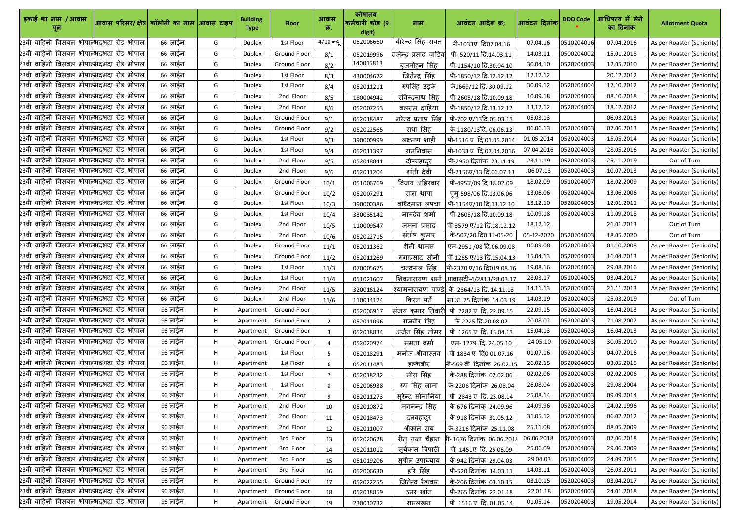| इकाई का नाम / आवास पूल | आवास परिसर/ क्षेत्र | कॉलोनी का नाम | आवास टाइप | Building Type | Floor | आवास क्र. | कोषालय कर्मचारी कोड (9 digit) | नाम | आवंटन आदेश क्र; | आवंटन दिनांक | DDO Code * | आधिपत्य में लेने का दिनांक | Allotment Quota |
|---|---|---|---|---|---|---|---|---|---|---|---|---|---|
| 23वी वाहिनी विसबल भोपाल | भदभदा रोड भोपाल | 66 लाईन | G | Duplex | 1st Floor | 4/18 न्यू | 052006660 | बीरेन्द्र सिंह रावत | पी-1033ए दि07.04.16 | 07.04.16 | 0510204016 | 07.04.2016 | As per Roaster (Seniority) |
| 23वी वाहिनी विसबल भोपाल | भदभदा रोड भोपाल | 66 लाईन | G | Duplex | Ground Floor | 8/1 | 052019996 | राजेन्द्र प्रसाद वाडिवा | पी- 520/11 दि.14.03.11 | 14.03.11 | 0500204002 | 15.01.2018 | As per Roaster (Seniority) |
| 23वी वाहिनी विसबल भोपाल | भदभदा रोड भोपाल | 66 लाईन | G | Duplex | Ground Floor | 8/2 | 140015813 | बृजमोहन सिंह | पी-1154/10 दि.30.04.10 | 30.04.10 | 0520204003 | 12.05.2010 | As per Roaster (Seniority) |
| 23वी वाहिनी विसबल भोपाल | भदभदा रोड भोपाल | 66 लाईन | G | Duplex | 1st Floor | 8/3 | 430004672 | जितेंन्द्र सिंह | पी-1850/12 दि.12.12.12 | 12.12.12 | | 20.12.2012 | As per Roaster (Seniority) |
| 23वी वाहिनी विसबल भोपाल | भदभदा रोड भोपाल | 66 लाईन | G | Duplex | 1st Floor | 8/4 | 052011211 | रुपसिंह उइके | के1669/12 दि. 30.09.12 | 30.09.12 | 0520204004 | 17.10.2012 | As per Roaster (Seniority) |
| 23वी वाहिनी विसबल भोपाल | भदभदा रोड भोपाल | 66 लाईन | G | Duplex | 2nd Floor | 8/5 | 180004942 | रविन्द्रनाथ सिंह | पी-2605/18 दि.10.09.18 | 10.09.18 | 0520204003 | 08.10.2018 | As per Roaster (Seniority) |
| 23वी वाहिनी विसबल भोपाल | भदभदा रोड भोपाल | 66 लाईन | G | Duplex | 2nd Floor | 8/6 | 052007253 | बलराम दाहिया | पी-1850/12 दि.13.12.12 | 13.12.12 | 0520204003 | 18.12.2012 | As per Roaster (Seniority) |
| 23वी वाहिनी विसबल भोपाल | भदभदा रोड भोपाल | 66 लाईन | G | Duplex | Ground Floor | 9/1 | 052018487 | नरेन्द्र प्रताप सिंह | पी-702 ए/13दि.05.03.13 | 05.03.13 | | 06.03.2013 | As per Roaster (Seniority) |
| 23वी वाहिनी विसबल भोपाल | भदभदा रोड भोपाल | 66 लाईन | G | Duplex | Ground Floor | 9/2 | 052022565 | राधा सिंह | के-1180/13दि. 06.06.13 | 06.06.13 | 0520204003 | 07.06.2013 | As per Roaster (Seniority) |
| 23वी वाहिनी विसबल भोपाल | भदभदा रोड भोपाल | 66 लाईन | G | Duplex | 1st Floor | 9/3 | 390000999 | लक्ष्मण शाही | पी-1516 ए दि.01.05.2014 | 01.05.2014 | 0520204003 | 15.05.2014 | As per Roaster (Seniority) |
| 23वी वाहिनी विसबल भोपाल | भदभदा रोड भोपाल | 66 लाईन | G | Duplex | 1st Floor | 9/4 | 052011397 | रामनिवास | पी-1033 ए दि.07.04.2016 | 07.04.2016 | 0520204003 | 28.05.2016 | As per Roaster (Seniority) |
| 23वी वाहिनी विसबल भोपाल | भदभदा रोड भोपाल | 66 लाईन | G | Duplex | 2nd Floor | 9/5 | 052018841 | दीपबहादुर | पी-2950 दिनांक 23.11.19 | 23.11.19 | 0520204003 | 25.11.2019 | Out of Turn |
| 23वी वाहिनी विसबल भोपाल | भदभदा रोड भोपाल | 66 लाईन | G | Duplex | 2nd Floor | 9/6 | 052011204 | शांती देवी | पी-2156ए/13 दि.06.07.13 | .06.07.13 | 0520204003 | 10.07.2013 | As per Roaster (Seniority) |
| 23वी वाहिनी विसबल भोपाल | भदभदा रोड भोपाल | 66 लाईन | G | Duplex | Ground Floor | 10/1 | 051006769 | विजय अहिरवार | पी-495ए/09 दि.18.02.09 | 18.02.09 | 0510204007 | 18.02.2009 | As per Roaster (Seniority) |
| 23वी वाहिनी विसबल भोपाल | भदभदा रोड भोपाल | 66 लाईन | G | Duplex | Ground Floor | 10/2 | 052007291 | राजा थापा | पुम्-598/06 दि.13.06.06 | 13.06.06 | 0520204004 | 13.06.2006 | As per Roaster (Seniority) |
| 23वी वाहिनी विसबल भोपाल | भदभदा रोड भोपाल | 66 लाईन | G | Duplex | 1st Floor | 10/3 | 390000386 | बुध्दिमान लपचा | पी-1154ए/10 दि.13.12.10 | 13.12.10 | 0520204003 | 12.01.2011 | As per Roaster (Seniority) |
| 23वी वाहिनी विसबल भोपाल | भदभदा रोड भोपाल | 66 लाईन | G | Duplex | 1st Floor | 10/4 | 330035142 | नामदेव शर्मा | पी-2605/18 दि.10.09.18 | 10.09.18 | 0520204003 | 11.09.2018 | As per Roaster (Seniority) |
| 23वी वाहिनी विसबल भोपाल | भदभदा रोड भोपाल | 66 लाईन | G | Duplex | 2nd Floor | 10/5 | 110009547 | जमना प्रसाद | पी-3579 ए/12 दि.18.12.12 | 18.12.12 | | 21.01.2013 | Out of Turn |
| 23वी वाहिनी विसबल भोपाल | भदभदा रोड भोपाल | 66 लाईन | G | Duplex | 2nd Floor | 10/6 | 052022715 | संतोष कुमार | के-507/20 दि0 12-05-20 | 05-12-2020 | 0520204003 | 18.05.2020 | Out of Turn |
| 23वी वाहिनी विसबल भोपाल | भदभदा रोड भोपाल | 66 लाईन | G | Duplex | Ground Floor | 11/1 | 052011362 | शैली थामस | एम-2951 /08 दि.06.09.08 | 06.09.08 | 0520204003 | 01.10.2008 | As per Roaster (Seniority) |
| 23वी वाहिनी विसबल भोपाल | भदभदा रोड भोपाल | 66 लाईन | G | Duplex | Ground Floor | 11/2 | 052011269 | गंगाप्रसाद सोनी | पी-1265 ए/13 दि.15.04.13 | 15.04.13 | 0520204003 | 16.04.2013 | As per Roaster (Seniority) |
| 23वी वाहिनी विसबल भोपाल | भदभदा रोड भोपाल | 66 लाईन | G | Duplex | 1st Floor | 11/3 | 070005675 | चन्द्रपाल सिंह | पी-2370 ए/16 दि019.08.16 | 19.08.16 | 0520204003 | 29.08.2016 | As per Roaster (Seniority) |
| 23वी वाहिनी विसबल भोपाल | भदभदा रोड भोपाल | 66 लाईन | G | Duplex | 1st Floor | 11/4 | 051021607 | शिवनारायण शर्मा | आवासटी-4/2813/28.03.17 | 28.03.17 | 0510204005 | 03.04.2017 | As per Roaster (Seniority) |
| 23वी वाहिनी विसबल भोपाल | भदभदा रोड भोपाल | 66 लाईन | G | Duplex | 2nd Floor | 11/5 | 320016124 | श्यामनारायण पाण्डे | के- 2864/13 दि. 14.11.13 | 14.11.13 | 0520204003 | 21.11.2013 | As per Roaster (Seniority) |
| 23वी वाहिनी विसबल भोपाल | भदभदा रोड भोपाल | 66 लाईन | G | Duplex | 2nd Floor | 11/6 | 110014124 | किरन पर्ते | सा.अ. 75 दिनांक 14.03.19 | 14.03.19 | 0520204003 | 25.03.2019 | Out of Turn |
| 23वी वाहिनी विसबल भोपाल | भदभदा रोड भोपाल | 96 लाईन | H | Apartment | Ground Floor | 1 | 052006917 | संजय कुमार तिवारी | पी 2282 ए दि. 22.09.15 | 22.09.15 | 0520204003 | 16.04.2013 | As per Roaster (Seniority) |
| 23वी वाहिनी विसबल भोपाल | भदभदा रोड भोपाल | 96 लाईन | H | Apartment | Ground Floor | 2 | 052011096 | राजबीर सिंह | के-2225 दि.20.08.02 | 20.08.02 | 0520204003 | 21.08.2002 | As per Roaster (Seniority) |
| 23वी वाहिनी विसबल भोपाल | भदभदा रोड भोपाल | 96 लाईन | H | Apartment | Ground Floor | 3 | 052018834 | अर्जुन सिंह तोमर | पी 1265 ए दि. 15.04.13 | 15.04.13 | 0520204003 | 16.04.2013 | As per Roaster (Seniority) |
| 23वी वाहिनी विसबल भोपाल | भदभदा रोड भोपाल | 96 लाईन | H | Apartment | Ground Floor | 4 | 052020974 | ममता वर्मा | एम- 1279 दि. 24.05.10 | 24.05.10 | 0520204003 | 30.05.2010 | As per Roaster (Seniority) |
| 23वी वाहिनी विसबल भोपाल | भदभदा रोड भोपाल | 96 लाईन | H | Apartment | 1st Floor | 5 | 052018291 | मनोज श्रीवास्तव | पी-1834 ए दि0 01.07.16 | 01.07.16 | 0520204003 | 04.07.2016 | As per Roaster (Seniority) |
| 23वी वाहिनी विसबल भोपाल | भदभदा रोड भोपाल | 96 लाईन | H | Apartment | 1st Floor | 6 | 052011483 | हल्केबीर | पी-569 बी दिनांक 26.02.15 | 26.02.15 | 0520204003 | 03.05.2015 | As per Roaster (Seniority) |
| 23वी वाहिनी विसबल भोपाल | भदभदा रोड भोपाल | 96 लाईन | H | Apartment | 1st Floor | 7 | 052018232 | मीरा सिंह | के-288 दिनांक 02.02.06 | 02.02.06 | 0520204003 | 02.02.2006 | As per Roaster (Seniority) |
| 23वी वाहिनी विसबल भोपाल | भदभदा रोड भोपाल | 96 लाईन | H | Apartment | 1st Floor | 8 | 052006938 | रूप सिंह लामा | के-2206 दिनांक 26.08.04 | 26.08.04 | 0520204003 | 29.08.2004 | As per Roaster (Seniority) |
| 23वी वाहिनी विसबल भोपाल | भदभदा रोड भोपाल | 96 लाईन | H | Apartment | 2nd Floor | 9 | 052011273 | सुरेन्द्र सोनानिया | पी 2843 ए दि. 25.08.14 | 25.08.14 | 0520204003 | 09.09.2014 | As per Roaster (Seniority) |
| 23वी वाहिनी विसबल भोपाल | भदभदा रोड भोपाल | 96 लाईन | H | Apartment | 2nd Floor | 10 | 052010872 | मगलेन्द्र सिंह | के-676 दिनांक 24.09.96 | 24.09.96 | 0520204003 | 24.02.1996 | As per Roaster (Seniority) |
| 23वी वाहिनी विसबल भोपाल | भदभदा रोड भोपाल | 96 लाईन | H | Apartment | 2nd Floor | 11 | 052018473 | दलबहादुर | के-918 दिनांक 31.05.12 | 31.05.12 | 0520204003 | 06.02.2012 | As per Roaster (Seniority) |
| 23वी वाहिनी विसबल भोपाल | भदभदा रोड भोपाल | 96 लाईन | H | Apartment | 2nd Floor | 12 | 052011007 | श्रीकांत राय | के-3216 दिनांक 25.11.08 | 25.11.08 | 0520204003 | 08.05.2009 | As per Roaster (Seniority) |
| 23वी वाहिनी विसबल भोपाल | भदभदा रोड भोपाल | 96 लाईन | H | Apartment | 3rd Floor | 13 | 052020628 | रीतु राजा चैहान | पी- 1676 दिनांक 06.06.2018 | 06.06.2018 | 0520204003 | 07.06.2018 | As per Roaster (Seniority) |
| 23वी वाहिनी विसबल भोपाल | भदभदा रोड भोपाल | 96 लाईन | H | Apartment | 3rd Floor | 14 | 052011012 | सूर्यकांत त्रिपाठी | पी 1451ए दि. 25.06.09 | 25.06.09 | 0520204003 | 29.06.2009 | As per Roaster (Seniority) |
| 23वी वाहिनी विसबल भोपाल | भदभदा रोड भोपाल | 96 लाईन | H | Apartment | 3rd Floor | 15 | 051019206 | सुषील उपाध्याय | के-942 दिनांक 29.04.03 | 29.04.03 | 0510204002 | 24.09.2015 | As per Roaster (Seniority) |
| 23वी वाहिनी विसबल भोपाल | भदभदा रोड भोपाल | 96 लाईन | H | Apartment | 3rd Floor | 16 | 052006630 | हरि सिंह | पी-520 दिनांक 14.03.11 | 14.03.11 | 0520204003 | 26.03.2011 | As per Roaster (Seniority) |
| 23वी वाहिनी विसबल भोपाल | भदभदा रोड भोपाल | 96 लाईन | H | Apartment | Ground Floor | 17 | 052022255 | जितेन्द्र रैकवार | के-206 दिनांक 03.10.15 | 03.10.15 | 0520204003 | 03.04.2017 | As per Roaster (Seniority) |
| 23वी वाहिनी विसबल भोपाल | भदभदा रोड भोपाल | 96 लाईन | H | Apartment | Ground Floor | 18 | 052018859 | उमर खांन | पी-265 दिनांक 22.01.18 | 22.01.18 | 0520204003 | 24.01.2018 | As per Roaster (Seniority) |
| 23वी वाहिनी विसबल भोपाल | भदभदा रोड भोपाल | 96 लाईन | H | Apartment | Ground Floor | 19 | 230010732 | रामलखन | पी 1516 ए दि. 01.05.14 | 01.05.14 | 0520204003 | 19.05.2014 | As per Roaster (Seniority) |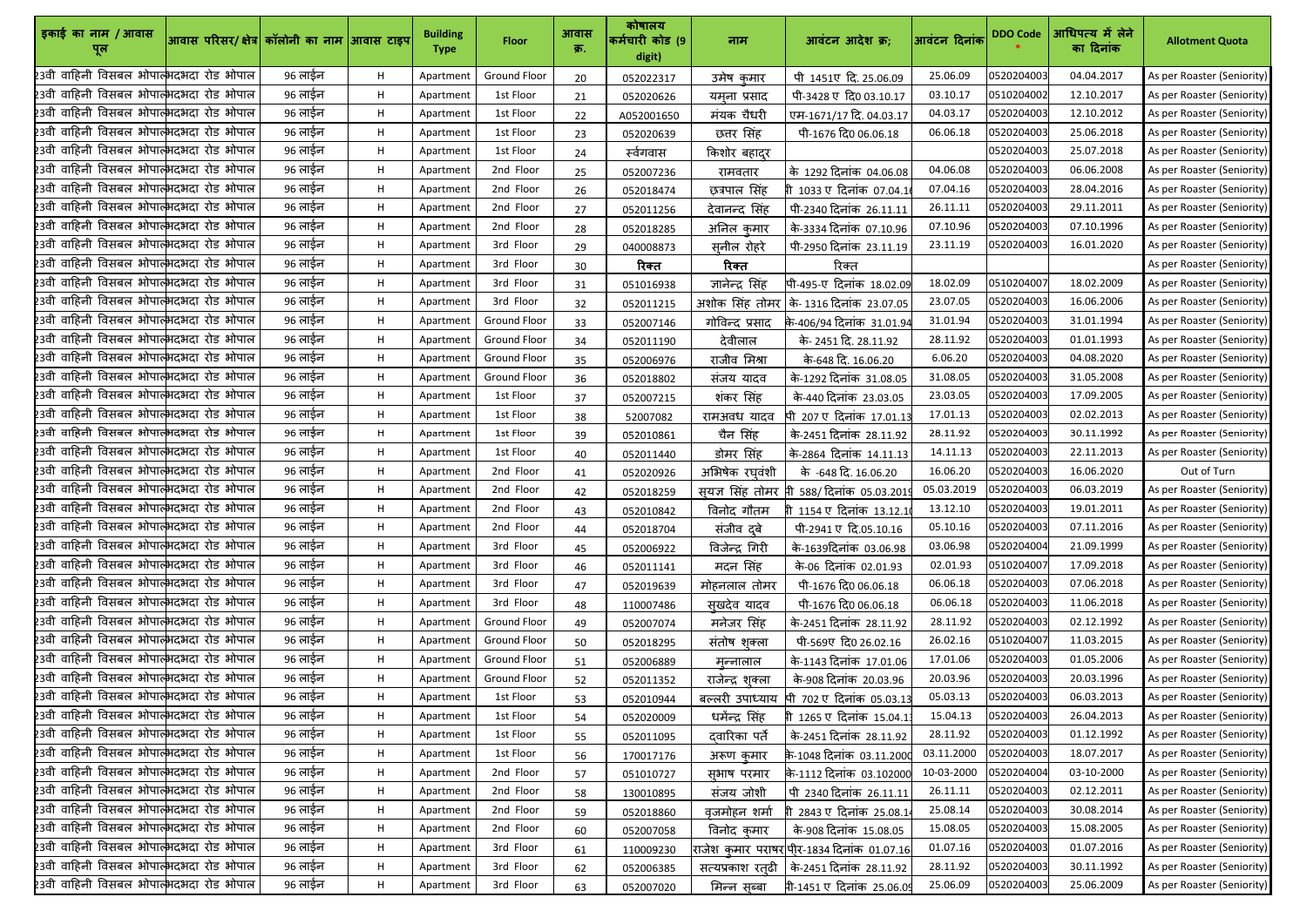| इकाई का नाम / आवास पूल | आवास परिसर/ क्षेत्र | कॉलोनी का नाम | आवास टाइप | Building Type | Floor | आवास क्र. | कोषालय कर्मचारी कोड (9 digit) | नाम | आवंटन आदेश क्र; | आवंटन दिनांक | DDO Code * | आधिपत्य में लेने का दिनांक | Allotment Quota |
|---|---|---|---|---|---|---|---|---|---|---|---|---|---|
| 23वी वाहिनी विसबल भोपाल | भदभदा रोड भोपाल | 96 लाईन | H | Apartment | Ground Floor | 20 | 052022317 | उमेष कुमार | पी 1451ए दि. 25.06.09 | 25.06.09 | 0520204003 | 04.04.2017 | As per Roaster (Seniority) |
| 23वी वाहिनी विसबल भोपाल | भदभदा रोड भोपाल | 96 लाईन | H | Apartment | 1st Floor | 21 | 052020626 | यमुना प्रसाद | पी-3428 ए दि0 03.10.17 | 03.10.17 | 0510204002 | 12.10.2017 | As per Roaster (Seniority) |
| 23वी वाहिनी विसबल भोपाल | भदभदा रोड भोपाल | 96 लाईन | H | Apartment | 1st Floor | 22 | A052001650 | मंयक चौधरी | एम-1671/17 दि. 04.03.17 | 04.03.17 | 0520204003 | 12.10.2012 | As per Roaster (Seniority) |
| 23वी वाहिनी विसबल भोपाल | भदभदा रोड भोपाल | 96 लाईन | H | Apartment | 1st Floor | 23 | 052020639 | छत्तर सिंह | पी-1676 दि0 06.06.18 | 06.06.18 | 0520204003 | 25.06.2018 | As per Roaster (Seniority) |
| 23वी वाहिनी विसबल भोपाल | भदभदा रोड भोपाल | 96 लाईन | H | Apartment | 1st Floor | 24 | स्वॅगवास | किशोर बहादुर | | | 0520204003 | 25.07.2018 | As per Roaster (Seniority) |
| 23वी वाहिनी विसबल भोपाल | भदभदा रोड भोपाल | 96 लाईन | H | Apartment | 2nd Floor | 25 | 052007236 | रामवतार | के 1292 दिनांक 04.06.08 | 04.06.08 | 0520204003 | 06.06.2008 | As per Roaster (Seniority) |
| 23वी वाहिनी विसबल भोपाल | भदभदा रोड भोपाल | 96 लाईन | H | Apartment | 2nd Floor | 26 | 052018474 | छत्रपाल सिंह | पी 1033 ए दिनांक 07.04.16 | 07.04.16 | 0520204003 | 28.04.2016 | As per Roaster (Seniority) |
| 23वी वाहिनी विसबल भोपाल | भदभदा रोड भोपाल | 96 लाईन | H | Apartment | 2nd Floor | 27 | 052011256 | देवानन्द सिंह | पी-2340 दिनांक 26.11.11 | 26.11.11 | 0520204003 | 29.11.2011 | As per Roaster (Seniority) |
| 23वी वाहिनी विसबल भोपाल | भदभदा रोड भोपाल | 96 लाईन | H | Apartment | 2nd Floor | 28 | 052018285 | अनिल कुमार | के-3334 दिनांक 07.10.96 | 07.10.96 | 0520204003 | 07.10.1996 | As per Roaster (Seniority) |
| 23वी वाहिनी विसबल भोपाल | भदभदा रोड भोपाल | 96 लाईन | H | Apartment | 3rd Floor | 29 | 040008873 | सुनील रोहरे | पी-2950 दिनांक 23.11.19 | 23.11.19 | 0520204003 | 16.01.2020 | As per Roaster (Seniority) |
| 23वी वाहिनी विसबल भोपाल | भदभदा रोड भोपाल | 96 लाईन | H | Apartment | 3rd Floor | 30 | **रिक्त** | **रिक्त** | रिक्त | | | | As per Roaster (Seniority) |
| 23वी वाहिनी विसबल भोपाल | भदभदा रोड भोपाल | 96 लाईन | H | Apartment | 3rd Floor | 31 | 051016938 | ज्ञानेन्द्र सिंह | पी-495-ए दिनांक 18.02.09 | 18.02.09 | 0510204007 | 18.02.2009 | As per Roaster (Seniority) |
| 23वी वाहिनी विसबल भोपाल | भदभदा रोड भोपाल | 96 लाईन | H | Apartment | 3rd Floor | 32 | 052011215 | अशोक सिंह तोमर | के- 1316 दिनांक 23.07.05 | 23.07.05 | 0520204003 | 16.06.2006 | As per Roaster (Seniority) |
| 23वी वाहिनी विसबल भोपाल | भदभदा रोड भोपाल | 96 लाईन | H | Apartment | Ground Floor | 33 | 052007146 | गोविन्द प्रसाद | के-406/94 दिनांक 31.01.94 | 31.01.94 | 0520204003 | 31.01.1994 | As per Roaster (Seniority) |
| 23वी वाहिनी विसबल भोपाल | भदभदा रोड भोपाल | 96 लाईन | H | Apartment | Ground Floor | 34 | 052011190 | देवीलाल | के- 2451 दि. 28.11.92 | 28.11.92 | 0520204003 | 01.01.1993 | As per Roaster (Seniority) |
| 23वी वाहिनी विसबल भोपाल | भदभदा रोड भोपाल | 96 लाईन | H | Apartment | Ground Floor | 35 | 052006976 | राजीव मिश्रा | के-648 दि. 16.06.20 | 6.06.20 | 0520204003 | 04.08.2020 | As per Roaster (Seniority) |
| 23वी वाहिनी विसबल भोपाल | भदभदा रोड भोपाल | 96 लाईन | H | Apartment | Ground Floor | 36 | 052018802 | संजय यादव | के-1292 दिनांक 31.08.05 | 31.08.05 | 0520204003 | 31.05.2008 | As per Roaster (Seniority) |
| 23वी वाहिनी विसबल भोपाल | भदभदा रोड भोपाल | 96 लाईन | H | Apartment | 1st Floor | 37 | 052007215 | शंकर सिंह | के-440 दिनांक 23.03.05 | 23.03.05 | 0520204003 | 17.09.2005 | As per Roaster (Seniority) |
| 23वी वाहिनी विसबल भोपाल | भदभदा रोड भोपाल | 96 लाईन | H | Apartment | 1st Floor | 38 | 52007082 | रामअवध यादव | पी 207 ए दिनांक 17.01.13 | 17.01.13 | 0520204003 | 02.02.2013 | As per Roaster (Seniority) |
| 23वी वाहिनी विसबल भोपाल | भदभदा रोड भोपाल | 96 लाईन | H | Apartment | 1st Floor | 39 | 052010861 | चैन सिंह | के-2451 दिनांक 28.11.92 | 28.11.92 | 0520204003 | 30.11.1992 | As per Roaster (Seniority) |
| 23वी वाहिनी विसबल भोपाल | भदभदा रोड भोपाल | 96 लाईन | H | Apartment | 1st Floor | 40 | 052011440 | डोमर सिंह | के-2864 दिनांक 14.11.13 | 14.11.13 | 0520204003 | 22.11.2013 | As per Roaster (Seniority) |
| 23वी वाहिनी विसबल भोपाल | भदभदा रोड भोपाल | 96 लाईन | H | Apartment | 2nd Floor | 41 | 052020926 | अभिषेक रघुवंशी | के -648 दि. 16.06.20 | 16.06.20 | 0520204003 | 16.06.2020 | Out of Turn |
| 23वी वाहिनी विसबल भोपाल | भदभदा रोड भोपाल | 96 लाईन | H | Apartment | 2nd Floor | 42 | 052018259 | सुयज्ञ सिंह तोमर | पी 588/ दिनांक 05.03.2019 | 05.03.2019 | 0520204003 | 06.03.2019 | As per Roaster (Seniority) |
| 23वी वाहिनी विसबल भोपाल | भदभदा रोड भोपाल | 96 लाईन | H | Apartment | 2nd Floor | 43 | 052010842 | विनोद गौतम | पी 1154 ए दिनांक 13.12.10 | 13.12.10 | 0520204003 | 19.01.2011 | As per Roaster (Seniority) |
| 23वी वाहिनी विसबल भोपाल | भदभदा रोड भोपाल | 96 लाईन | H | Apartment | 2nd Floor | 44 | 052018704 | संजीव दुबे | पी-2941 ए दि.05.10.16 | 05.10.16 | 0520204003 | 07.11.2016 | As per Roaster (Seniority) |
| 23वी वाहिनी विसबल भोपाल | भदभदा रोड भोपाल | 96 लाईन | H | Apartment | 3rd Floor | 45 | 052006922 | विजेन्द्र गिरी | के-1639दिनांक 03.06.98 | 03.06.98 | 0520204004 | 21.09.1999 | As per Roaster (Seniority) |
| 23वी वाहिनी विसबल भोपाल | भदभदा रोड भोपाल | 96 लाईन | H | Apartment | 3rd Floor | 46 | 052011141 | मदन सिंह | के-06 दिनांक 02.01.93 | 02.01.93 | 0510204007 | 17.09.2018 | As per Roaster (Seniority) |
| 23वी वाहिनी विसबल भोपाल | भदभदा रोड भोपाल | 96 लाईन | H | Apartment | 3rd Floor | 47 | 052019639 | मोहनलाल तोमर | पी-1676 दि0 06.06.18 | 06.06.18 | 0520204003 | 07.06.2018 | As per Roaster (Seniority) |
| 23वी वाहिनी विसबल भोपाल | भदभदा रोड भोपाल | 96 लाईन | H | Apartment | 3rd Floor | 48 | 110007486 | सुखदेव यादव | पी-1676 दि0 06.06.18 | 06.06.18 | 0520204003 | 11.06.2018 | As per Roaster (Seniority) |
| 23वी वाहिनी विसबल भोपाल | भदभदा रोड भोपाल | 96 लाईन | H | Apartment | Ground Floor | 49 | 052007074 | मनेजर सिंह | के-2451 दिनांक 28.11.92 | 28.11.92 | 0520204003 | 02.12.1992 | As per Roaster (Seniority) |
| 23वी वाहिनी विसबल भोपाल | भदभदा रोड भोपाल | 96 लाईन | H | Apartment | Ground Floor | 50 | 052018295 | संतोष शुक्ला | पी-569ए दि0 26.02.16 | 26.02.16 | 0510204007 | 11.03.2015 | As per Roaster (Seniority) |
| 23वी वाहिनी विसबल भोपाल | भदभदा रोड भोपाल | 96 लाईन | H | Apartment | Ground Floor | 51 | 052006889 | मुन्नालाल | के-1143 दिनांक 17.01.06 | 17.01.06 | 0520204003 | 01.05.2006 | As per Roaster (Seniority) |
| 23वी वाहिनी विसबल भोपाल | भदभदा रोड भोपाल | 96 लाईन | H | Apartment | Ground Floor | 52 | 052011352 | राजेन्द्र शुक्ला | के-908 दिनांक 20.03.96 | 20.03.96 | 0520204003 | 20.03.1996 | As per Roaster (Seniority) |
| 23वी वाहिनी विसबल भोपाल | भदभदा रोड भोपाल | 96 लाईन | H | Apartment | 1st Floor | 53 | 052010944 | बल्लरी उपाध्याय | पी 702 ए दिनांक 05.03.13 | 05.03.13 | 0520204003 | 06.03.2013 | As per Roaster (Seniority) |
| 23वी वाहिनी विसबल भोपाल | भदभदा रोड भोपाल | 96 लाईन | H | Apartment | 1st Floor | 54 | 052020009 | धर्मेन्द्र सिंह | पी 1265 ए दिनांक 15.04.13 | 15.04.13 | 0520204003 | 26.04.2013 | As per Roaster (Seniority) |
| 23वी वाहिनी विसबल भोपाल | भदभदा रोड भोपाल | 96 लाईन | H | Apartment | 1st Floor | 55 | 052011095 | दवारिका पर्ते | के-2451 दिनांक 28.11.92 | 28.11.92 | 0520204003 | 01.12.1992 | As per Roaster (Seniority) |
| 23वी वाहिनी विसबल भोपाल | भदभदा रोड भोपाल | 96 लाईन | H | Apartment | 1st Floor | 56 | 170017176 | अरूण कुमार | के-1048 दिनांक 03.11.2000 | 03.11.2000 | 0520204003 | 18.07.2017 | As per Roaster (Seniority) |
| 23वी वाहिनी विसबल भोपाल | भदभदा रोड भोपाल | 96 लाईन | H | Apartment | 2nd Floor | 57 | 051010727 | सुभाष परमार | के-1112 दिनांक 03.102000 | 10-03-2000 | 0520204004 | 03-10-2000 | As per Roaster (Seniority) |
| 23वी वाहिनी विसबल भोपाल | भदभदा रोड भोपाल | 96 लाईन | H | Apartment | 2nd Floor | 58 | 130010895 | संजय जोशी | पी 2340 दिनांक 26.11.11 | 26.11.11 | 0520204003 | 02.12.2011 | As per Roaster (Seniority) |
| 23वी वाहिनी विसबल भोपाल | भदभदा रोड भोपाल | 96 लाईन | H | Apartment | 2nd Floor | 59 | 052018860 | वृजमोहन शर्मा | पी 2843 ए दिनांक 25.08.14 | 25.08.14 | 0520204003 | 30.08.2014 | As per Roaster (Seniority) |
| 23वी वाहिनी विसबल भोपाल | भदभदा रोड भोपाल | 96 लाईन | H | Apartment | 2nd Floor | 60 | 052007058 | विनोद कुमार | के-908 दिनांक 15.08.05 | 15.08.05 | 0520204003 | 15.08.2005 | As per Roaster (Seniority) |
| 23वी वाहिनी विसबल भोपाल | भदभदा रोड भोपाल | 96 लाईन | H | Apartment | 3rd Floor | 61 | 110009230 | राजेश कुमार पराषर | पीर-1834 दिनांक 01.07.16 | 01.07.16 | 0520204003 | 01.07.2016 | As per Roaster (Seniority) |
| 23वी वाहिनी विसबल भोपाल | भदभदा रोड भोपाल | 96 लाईन | H | Apartment | 3rd Floor | 62 | 052006385 | सत्यप्रकाश रतूढी | के-2451 दिनांक 28.11.92 | 28.11.92 | 0520204003 | 30.11.1992 | As per Roaster (Seniority) |
| 23वी वाहिनी विसबल भोपाल | भदभदा रोड भोपाल | 96 लाईन | H | Apartment | 3rd Floor | 63 | 052007020 | मिन्न सुब्बा | पी-1451 ए दिनांक 25.06.09 | 25.06.09 | 0520204003 | 25.06.2009 | As per Roaster (Seniority) |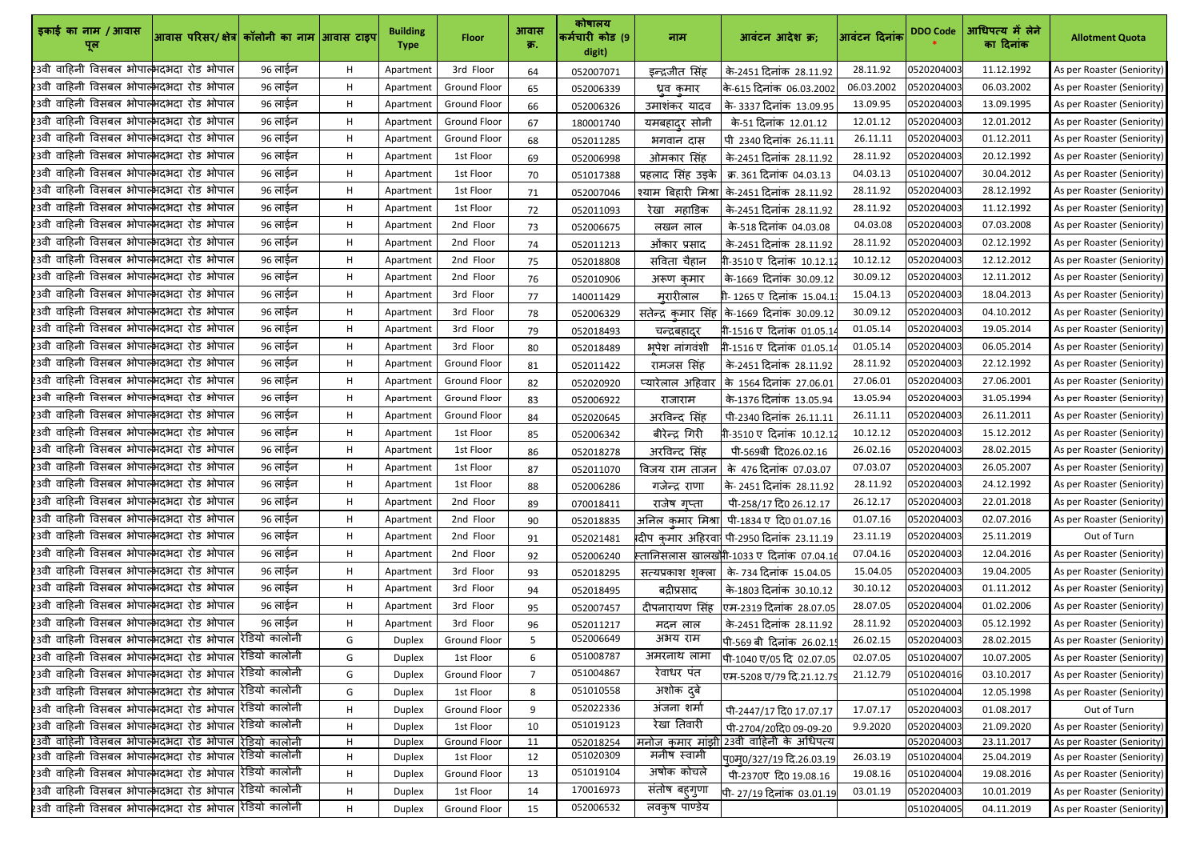| इकाई का नाम / आवास पूल | आवास परिसर/ क्षेत्र | कॉलोनी का नाम | आवास टाइप | Building Type | Floor | आवास क्र. | कोषालय कर्मचारी कोड (9 digit) | नाम | आवंटन आदेश क्र; | आवंटन दिनांक | DDO Code * | आधिपत्य में लेने का दिनांक | Allotment Quota |
|---|---|---|---|---|---|---|---|---|---|---|---|---|---|
| 23वी वाहिनी विसबल भोपाल | भदभदा रोड भोपाल | 96 लाईन | H | Apartment | 3rd Floor | 64 | 052007071 | इन्द्रजीत सिंह | के-2451 दिनांक 28.11.92 | 28.11.92 | 0520204003 | 11.12.1992 | As per Roaster (Seniority) |
| 23वी वाहिनी विसबल भोपाल | भदभदा रोड भोपाल | 96 लाईन | H | Apartment | Ground Floor | 65 | 052006339 | ध्रुव कुमार | के-615 दिनांक 06.03.2002 | 06.03.2002 | 0520204003 | 06.03.2002 | As per Roaster (Seniority) |
| 23वी वाहिनी विसबल भोपाल | भदभदा रोड भोपाल | 96 लाईन | H | Apartment | Ground Floor | 66 | 052006326 | उमाशंकर यादव | के- 3337 दिनांक 13.09.95 | 13.09.95 | 0520204003 | 13.09.1995 | As per Roaster (Seniority) |
| 23वी वाहिनी विसबल भोपाल | भदभदा रोड भोपाल | 96 लाईन | H | Apartment | Ground Floor | 67 | 180001740 | यमबहादुर सोनी | के-51 दिनांक 12.01.12 | 12.01.12 | 0520204003 | 12.01.2012 | As per Roaster (Seniority) |
| 23वी वाहिनी विसबल भोपाल | भदभदा रोड भोपाल | 96 लाईन | H | Apartment | Ground Floor | 68 | 052011285 | भगवान दास | पी 2340 दिनांक 26.11.11 | 26.11.11 | 0520204003 | 01.12.2011 | As per Roaster (Seniority) |
| 23वी वाहिनी विसबल भोपाल | भदभदा रोड भोपाल | 96 लाईन | H | Apartment | 1st Floor | 69 | 052006998 | ओमकार सिंह | के-2451 दिनांक 28.11.92 | 28.11.92 | 0520204003 | 20.12.1992 | As per Roaster (Seniority) |
| 23वी वाहिनी विसबल भोपाल | भदभदा रोड भोपाल | 96 लाईन | H | Apartment | 1st Floor | 70 | 051017388 | प्रहलाद सिंह उइके | क्र. 361 दिनांक 04.03.13 | 04.03.13 | 0510204007 | 30.04.2012 | As per Roaster (Seniority) |
| 23वी वाहिनी विसबल भोपाल | भदभदा रोड भोपाल | 96 लाईन | H | Apartment | 1st Floor | 71 | 052007046 | श्याम बिहारी मिश्रा | के-2451 दिनांक 28.11.92 | 28.11.92 | 0520204003 | 28.12.1992 | As per Roaster (Seniority) |
| 23वी वाहिनी विसबल भोपाल | भदभदा रोड भोपाल | 96 लाईन | H | Apartment | 1st Floor | 72 | 052011093 | रेखा महाडिक | के-2451 दिनांक 28.11.92 | 28.11.92 | 0520204003 | 11.12.1992 | As per Roaster (Seniority) |
| 23वी वाहिनी विसबल भोपाल | भदभदा रोड भोपाल | 96 लाईन | H | Apartment | 2nd Floor | 73 | 052006675 | लखन लाल | के-518 दिनांक 04.03.08 | 04.03.08 | 0520204003 | 07.03.2008 | As per Roaster (Seniority) |
| 23वी वाहिनी विसबल भोपाल | भदभदा रोड भोपाल | 96 लाईन | H | Apartment | 2nd Floor | 74 | 052011213 | ओंकार प्रसाद | के-2451 दिनांक 28.11.92 | 28.11.92 | 0520204003 | 02.12.1992 | As per Roaster (Seniority) |
| 23वी वाहिनी विसबल भोपाल | भदभदा रोड भोपाल | 96 लाईन | H | Apartment | 2nd Floor | 75 | 052018808 | सविता चैहान | पी-3510 ए दिनांक 10.12.12 | 10.12.12 | 0520204003 | 12.12.2012 | As per Roaster (Seniority) |
| 23वी वाहिनी विसबल भोपाल | भदभदा रोड भोपाल | 96 लाईन | H | Apartment | 2nd Floor | 76 | 052010906 | अरूण कुमार | के-1669 दिनांक 30.09.12 | 30.09.12 | 0520204003 | 12.11.2012 | As per Roaster (Seniority) |
| 23वी वाहिनी विसबल भोपाल | भदभदा रोड भोपाल | 96 लाईन | H | Apartment | 3rd Floor | 77 | 140011429 | मुरारीलाल | पी- 1265 ए दिनांक 15.04.13 | 15.04.13 | 0520204003 | 18.04.2013 | As per Roaster (Seniority) |
| 23वी वाहिनी विसबल भोपाल | भदभदा रोड भोपाल | 96 लाईन | H | Apartment | 3rd Floor | 78 | 052006329 | सतेन्द्र कुमार सिंह | के-1669 दिनांक 30.09.12 | 30.09.12 | 0520204003 | 04.10.2012 | As per Roaster (Seniority) |
| 23वी वाहिनी विसबल भोपाल | भदभदा रोड भोपाल | 96 लाईन | H | Apartment | 3rd Floor | 79 | 052018493 | चन्द्रबहादुर | पी-1516 ए दिनांक 01.05.14 | 01.05.14 | 0520204003 | 19.05.2014 | As per Roaster (Seniority) |
| 23वी वाहिनी विसबल भोपाल | भदभदा रोड भोपाल | 96 लाईन | H | Apartment | 3rd Floor | 80 | 052018489 | भूपेश नांगवंशी | पी-1516 ए दिनांक 01.05.14 | 01.05.14 | 0520204003 | 06.05.2014 | As per Roaster (Seniority) |
| 23वी वाहिनी विसबल भोपाल | भदभदा रोड भोपाल | 96 लाईन | H | Apartment | Ground Floor | 81 | 052011422 | रामजस सिंह | के-2451 दिनांक 28.11.92 | 28.11.92 | 0520204003 | 22.12.1992 | As per Roaster (Seniority) |
| 23वी वाहिनी विसबल भोपाल | भदभदा रोड भोपाल | 96 लाईन | H | Apartment | Ground Floor | 82 | 052020920 | प्यारेलाल अहिवार | के 1564 दिनांक 27.06.01 | 27.06.01 | 0520204003 | 27.06.2001 | As per Roaster (Seniority) |
| 23वी वाहिनी विसबल भोपाल | भदभदा रोड भोपाल | 96 लाईन | H | Apartment | Ground Floor | 83 | 052006922 | राजाराम | के-1376 दिनांक 13.05.94 | 13.05.94 | 0520204003 | 31.05.1994 | As per Roaster (Seniority) |
| 23वी वाहिनी विसबल भोपाल | भदभदा रोड भोपाल | 96 लाईन | H | Apartment | Ground Floor | 84 | 052020645 | अरविन्द सिंह | पी-2340 दिनांक 26.11.11 | 26.11.11 | 0520204003 | 26.11.2011 | As per Roaster (Seniority) |
| 23वी वाहिनी विसबल भोपाल | भदभदा रोड भोपाल | 96 लाईन | H | Apartment | 1st Floor | 85 | 052006342 | बीरेन्द्र गिरी | पी-3510 ए दिनांक 10.12.12 | 10.12.12 | 0520204003 | 15.12.2012 | As per Roaster (Seniority) |
| 23वी वाहिनी विसबल भोपाल | भदभदा रोड भोपाल | 96 लाईन | H | Apartment | 1st Floor | 86 | 052018278 | अरविन्द सिंह | पी-569बी दि026.02.16 | 26.02.16 | 0520204003 | 28.02.2015 | As per Roaster (Seniority) |
| 23वी वाहिनी विसबल भोपाल | भदभदा रोड भोपाल | 96 लाईन | H | Apartment | 1st Floor | 87 | 052011070 | विजय राम ताजन | के 476 दिनांक 07.03.07 | 07.03.07 | 0520204003 | 26.05.2007 | As per Roaster (Seniority) |
| 23वी वाहिनी विसबल भोपाल | भदभदा रोड भोपाल | 96 लाईन | H | Apartment | 1st Floor | 88 | 052006286 | गजेन्द्र राणा | के- 2451 दिनांक 28.11.92 | 28.11.92 | 0520204003 | 24.12.1992 | As per Roaster (Seniority) |
| 23वी वाहिनी विसबल भोपाल | भदभदा रोड भोपाल | 96 लाईन | H | Apartment | 2nd Floor | 89 | 070018411 | राजेष गुप्ता | पी-258/17 दि0 26.12.17 | 26.12.17 | 0520204003 | 22.01.2018 | As per Roaster (Seniority) |
| 23वी वाहिनी विसबल भोपाल | भदभदा रोड भोपाल | 96 लाईन | H | Apartment | 2nd Floor | 90 | 052018835 | अनिल कुमार मिश्रा | पी-1834 ए दि0 01.07.16 | 01.07.16 | 0520204003 | 02.07.2016 | As per Roaster (Seniority) |
| 23वी वाहिनी विसबल भोपाल | भदभदा रोड भोपाल | 96 लाईन | H | Apartment | 2nd Floor | 91 | 052021481 | प्रदीप कुमार अहिरवार | पी-2950 दिनांक 23.11.19 | 23.11.19 | 0520204003 | 25.11.2019 | Out of Turn |
| 23वी वाहिनी विसबल भोपाल | भदभदा रोड भोपाल | 96 लाईन | H | Apartment | 2nd Floor | 92 | 052006240 | स्तानिसलास खालखो | पी-1033 ए दिनांक 07.04.16 | 07.04.16 | 0520204003 | 12.04.2016 | As per Roaster (Seniority) |
| 23वी वाहिनी विसबल भोपाल | भदभदा रोड भोपाल | 96 लाईन | H | Apartment | 3rd Floor | 93 | 052018295 | सत्यप्रकाश शुक्ला | के- 734 दिनांक 15.04.05 | 15.04.05 | 0520204003 | 19.04.2005 | As per Roaster (Seniority) |
| 23वी वाहिनी विसबल भोपाल | भदभदा रोड भोपाल | 96 लाईन | H | Apartment | 3rd Floor | 94 | 052018495 | बद्रीप्रसाद | के-1803 दिनांक 30.10.12 | 30.10.12 | 0520204003 | 01.11.2012 | As per Roaster (Seniority) |
| 23वी वाहिनी विसबल भोपाल | भदभदा रोड भोपाल | 96 लाईन | H | Apartment | 3rd Floor | 95 | 052007457 | दीपनारायण सिंह | एम-2319 दिनांक 28.07.05 | 28.07.05 | 0520204004 | 01.02.2006 | As per Roaster (Seniority) |
| 23वी वाहिनी विसबल भोपाल | भदभदा रोड भोपाल | 96 लाईन | H | Apartment | 3rd Floor | 96 | 052011217 | मदन लाल | के-2451 दिनांक 28.11.92 | 28.11.92 | 0520204003 | 05.12.1992 | As per Roaster (Seniority) |
| 23वी वाहिनी विसबल भोपाल | भदभदा रोड भोपाल | रेडियो कालोनी | G | Duplex | Ground Floor | 5 | 052006649 | अभय राम | पी-569 बी दिनांक 26.02.15 | 26.02.15 | 0520204003 | 28.02.2015 | As per Roaster (Seniority) |
| 23वी वाहिनी विसबल भोपाल | भदभदा रोड भोपाल | रेडियो कालोनी | G | Duplex | 1st Floor | 6 | 051008787 | अमरनाथ लामा | पी-1040 ए/05 दि 02.07.05 | 02.07.05 | 0510204007 | 10.07.2005 | As per Roaster (Seniority) |
| 23वी वाहिनी विसबल भोपाल | भदभदा रोड भोपाल | रेडियो कालोनी | G | Duplex | Ground Floor | 7 | 051004867 | रेवाधर पंत | एम-5208 ए/79 दि.21.12.79 | 21.12.79 | 0510204016 | 03.10.2017 | As per Roaster (Seniority) |
| 23वी वाहिनी विसबल भोपाल | भदभदा रोड भोपाल | रेडियो कालोनी | G | Duplex | 1st Floor | 8 | 051010558 | अशोक दुबे | | | 0510204004 | 12.05.1998 | As per Roaster (Seniority) |
| 23वी वाहिनी विसबल भोपाल | भदभदा रोड भोपाल | रेडियो कालोनी | H | Duplex | Ground Floor | 9 | 052022336 | अंजना शर्मा | पी-2447/17 दि0 17.07.17 | 17.07.17 | 0520204003 | 01.08.2017 | Out of Turn |
| 23वी वाहिनी विसबल भोपाल | भदभदा रोड भोपाल | रेडियो कालोनी | H | Duplex | 1st Floor | 10 | 051019123 | रेखा तिवारी | पी-2704/20दि0 09-09-20 | 9.9.2020 | 0520204003 | 21.09.2020 | As per Roaster (Seniority) |
| 23वी वाहिनी विसबल भोपाल | भदभदा रोड भोपाल | रेडियो कालोनी | H | Duplex | Ground Floor | 11 | 052018254 | मनोज कुमार मांझी | 23वीं वाहिनी के अधिपत्य | | 0520204003 | 23.11.2017 | As per Roaster (Seniority) |
| 23वी वाहिनी विसबल भोपाल | भदभदा रोड भोपाल | रेडियो कालोनी | H | Duplex | 1st Floor | 12 | 051020309 | मनीष स्वामी | पु0मु0/327/19 दि.26.03.19 | 26.03.19 | 0510204004 | 25.04.2019 | As per Roaster (Seniority) |
| 23वी वाहिनी विसबल भोपाल | भदभदा रोड भोपाल | रेडियो कालोनी | H | Duplex | Ground Floor | 13 | 051019104 | अषोक कोचले | पी-2370ए दि0 19.08.16 | 19.08.16 | 0510204004 | 19.08.2016 | As per Roaster (Seniority) |
| 23वी वाहिनी विसबल भोपाल | भदभदा रोड भोपाल | रेडियो कालोनी | H | Duplex | 1st Floor | 14 | 170016973 | संतोष बहुगुणा | पी- 27/19 दिनांक 03.01.19 | 03.01.19 | 0520204003 | 10.01.2019 | As per Roaster (Seniority) |
| 23वी वाहिनी विसबल भोपाल | भदभदा रोड भोपाल | रेडियो कालोनी | H | Duplex | Ground Floor | 15 | 052006532 | लवकुष पाण्डेय | | | 0510204005 | 04.11.2019 | As per Roaster (Seniority) |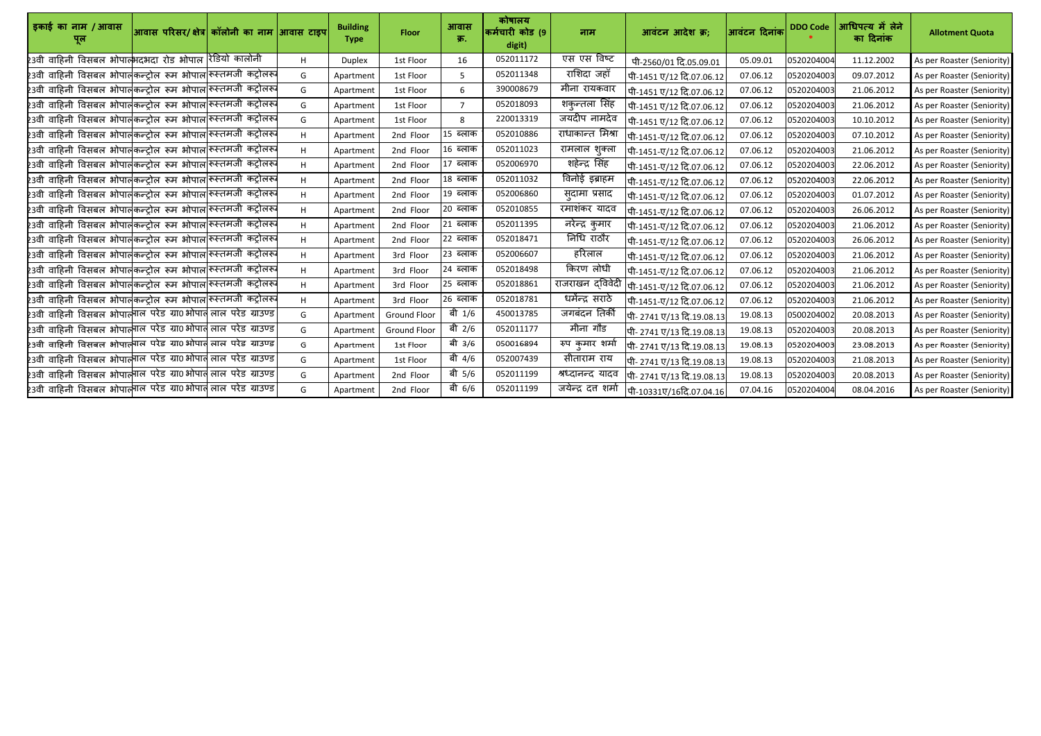| इकाई का नाम / आवास पूल | आवास परिसर/ क्षेत्र | कॉलोनी का नाम | आवास टाइप | Building Type | Floor | आवास क्र. | कोषालय कर्मचारी कोड (9 digit) | नाम | आवंटन आदेश क्र; | आवंटन दिनांक | DDO Code * | आधिपत्य में लेने का दिनांक | Allotment Quota |
|---|---|---|---|---|---|---|---|---|---|---|---|---|---|
| 23वी वाहिनी विसबल भोपाल | भदभदा रोड भोपाल | रेडियो कालोनी | H | Duplex | 1st Floor | 16 | 052011172 | एस एस विष्ट | पी-2560/01 दि.05.09.01 | 05.09.01 | 0520204004 | 11.12.2002 | As per Roaster (Seniority) |
| 23वी वाहिनी विसबल भोपाल | कन्ट्रोल रूम भोपाल | रूस्तमजी कट्रोलरूम | G | Apartment | 1st Floor | 5 | 052011348 | राशिदा जहॉं | पी-1451 ए/12 दि.07.06.12 | 07.06.12 | 0520204003 | 09.07.2012 | As per Roaster (Seniority) |
| 23वी वाहिनी विसबल भोपाल | कन्ट्रोल रूम भोपाल | रूस्तमजी कट्रोलरूम | G | Apartment | 1st Floor | 6 | 390008679 | मीना रायकवार | पी-1451 ए/12 दि.07.06.12 | 07.06.12 | 0520204003 | 21.06.2012 | As per Roaster (Seniority) |
| 23वी वाहिनी विसबल भोपाल | कन्ट्रोल रूम भोपाल | रूस्तमजी कट्रोलरूम | G | Apartment | 1st Floor | 7 | 052018093 | शकुन्तला सिंह | पी-1451 ए/12 दि.07.06.12 | 07.06.12 | 0520204003 | 21.06.2012 | As per Roaster (Seniority) |
| 23वी वाहिनी विसबल भोपाल | कन्ट्रोल रूम भोपाल | रूस्तमजी कट्रोलरूम | G | Apartment | 1st Floor | 8 | 220013319 | जयदीप नामदेव | पी-1451 ए/12 दि.07.06.12 | 07.06.12 | 0520204003 | 10.10.2012 | As per Roaster (Seniority) |
| 23वी वाहिनी विसबल भोपाल | कन्ट्रोल रूम भोपाल | रूस्तमजी कट्रोलरूम | H | Apartment | 2nd Floor | 15 ब्लाक | 052010886 | राधाकान्त मिश्रा | पी-1451-ए/12 दि.07.06.12 | 07.06.12 | 0520204003 | 07.10.2012 | As per Roaster (Seniority) |
| 23वी वाहिनी विसबल भोपाल | कन्ट्रोल रूम भोपाल | रूस्तमजी कट्रोलरूम | H | Apartment | 2nd Floor | 16 ब्लाक | 052011023 | रामलाल शुक्ला | पी-1451-ए/12 दि.07.06.12 | 07.06.12 | 0520204003 | 21.06.2012 | As per Roaster (Seniority) |
| 23वी वाहिनी विसबल भोपाल | कन्ट्रोल रूम भोपाल | रूस्तमजी कट्रोलरूम | H | Apartment | 2nd Floor | 17 ब्लाक | 052006970 | शहेन्द्र सिंह | पी-1451-ए/12 दि.07.06.12 | 07.06.12 | 0520204003 | 22.06.2012 | As per Roaster (Seniority) |
| 23वी वाहिनी विसबल भोपाल | कन्ट्रोल रूम भोपाल | रूस्तमजी कट्रोलरूम | H | Apartment | 2nd Floor | 18 ब्लाक | 052011032 | विनोई इब्राहम | पी-1451-ए/12 दि.07.06.12 | 07.06.12 | 0520204003 | 22.06.2012 | As per Roaster (Seniority) |
| 23वी वाहिनी विसबल भोपाल | कन्ट्रोल रूम भोपाल | रूस्तमजी कट्रोलरूम | H | Apartment | 2nd Floor | 19 ब्लाक | 052006860 | सुदामा प्रसाद | पी-1451-ए/12 दि.07.06.12 | 07.06.12 | 0520204003 | 01.07.2012 | As per Roaster (Seniority) |
| 23वी वाहिनी विसबल भोपाल | कन्ट्रोल रूम भोपाल | रूस्तमजी कट्रोलरूम | H | Apartment | 2nd Floor | 20 ब्लाक | 052010855 | रमाशंकर यादव | पी-1451-ए/12 दि.07.06.12 | 07.06.12 | 0520204003 | 26.06.2012 | As per Roaster (Seniority) |
| 23वी वाहिनी विसबल भोपाल | कन्ट्रोल रूम भोपाल | रूस्तमजी कट्रोलरूम | H | Apartment | 2nd Floor | 21 ब्लाक | 052011395 | नरेन्द्र कुमार | पी-1451-ए/12 दि.07.06.12 | 07.06.12 | 0520204003 | 21.06.2012 | As per Roaster (Seniority) |
| 23वी वाहिनी विसबल भोपाल | कन्ट्रोल रूम भोपाल | रूस्तमजी कट्रोलरूम | H | Apartment | 2nd Floor | 22 ब्लाक | 052018471 | निधि राठौर | पी-1451-ए/12 दि.07.06.12 | 07.06.12 | 0520204003 | 26.06.2012 | As per Roaster (Seniority) |
| 23वी वाहिनी विसबल भोपाल | कन्ट्रोल रूम भोपाल | रूस्तमजी कट्रोलरूम | H | Apartment | 3rd Floor | 23 ब्लाक | 052006607 | हरिलाल | पी-1451-ए/12 दि.07.06.12 | 07.06.12 | 0520204003 | 21.06.2012 | As per Roaster (Seniority) |
| 23वी वाहिनी विसबल भोपाल | कन्ट्रोल रूम भोपाल | रूस्तमजी कट्रोलरूम | H | Apartment | 3rd Floor | 24 ब्लाक | 052018498 | किरण लोधी | पी-1451-ए/12 दि.07.06.12 | 07.06.12 | 0520204003 | 21.06.2012 | As per Roaster (Seniority) |
| 23वी वाहिनी विसबल भोपाल | कन्ट्रोल रूम भोपाल | रूस्तमजी कट्रोलरूम | H | Apartment | 3rd Floor | 25 ब्लाक | 052018861 | राजराखन द्विवेदी | पी-1451-ए/12 दि.07.06.12 | 07.06.12 | 0520204003 | 21.06.2012 | As per Roaster (Seniority) |
| 23वी वाहिनी विसबल भोपाल | कन्ट्रोल रूम भोपाल | रूस्तमजी कट्रोलरूम | H | Apartment | 3rd Floor | 26 ब्लाक | 052018781 | धर्मेन्द्र सराठे | पी-1451-ए/12 दि.07.06.12 | 07.06.12 | 0520204003 | 21.06.2012 | As per Roaster (Seniority) |
| 23वी वाहिनी विसबल भोपाल | लाल परेड ग्रा0 भोपाल | लाल परेड ग्राउण्ड | G | Apartment | Ground Floor | बी 1/6 | 450013785 | जगबंदन तिर्की | पी- 2741 ए/13 दि.19.08.13 | 19.08.13 | 0500204002 | 20.08.2013 | As per Roaster (Seniority) |
| 23वी वाहिनी विसबल भोपाल | लाल परेड ग्रा0 भोपाल | लाल परेड ग्राउण्ड | G | Apartment | Ground Floor | बी 2/6 | 052011177 | मीना गौड | पी- 2741 ए/13 दि.19.08.13 | 19.08.13 | 0520204003 | 20.08.2013 | As per Roaster (Seniority) |
| 23वी वाहिनी विसबल भोपाल | लाल परेड ग्रा0 भोपाल | लाल परेड ग्राउण्ड | G | Apartment | 1st Floor | बी 3/6 | 050016894 | रुप कुमार शर्मा | पी- 2741 ए/13 दि.19.08.13 | 19.08.13 | 0520204003 | 23.08.2013 | As per Roaster (Seniority) |
| 23वी वाहिनी विसबल भोपाल | लाल परेड ग्रा0 भोपाल | लाल परेड ग्राउण्ड | G | Apartment | 1st Floor | बी 4/6 | 052007439 | सीताराम राय | पी- 2741 ए/13 दि.19.08.13 | 19.08.13 | 0520204003 | 21.08.2013 | As per Roaster (Seniority) |
| 23वी वाहिनी विसबल भोपाल | लाल परेड ग्रा0 भोपाल | लाल परेड ग्राउण्ड | G | Apartment | 2nd Floor | बी 5/6 | 052011199 | श्रध्दानन्द यादव | पी- 2741 ए/13 दि.19.08.13 | 19.08.13 | 0520204003 | 20.08.2013 | As per Roaster (Seniority) |
| 23वी वाहिनी विसबल भोपाल | लाल परेड ग्रा0 भोपाल | लाल परेड ग्राउण्ड | G | Apartment | 2nd Floor | बी 6/6 | 052011199 | जयेन्द्र दत्त शर्मा | पी-10331ए/16दि.07.04.16 | 07.04.16 | 0520204004 | 08.04.2016 | As per Roaster (Seniority) |